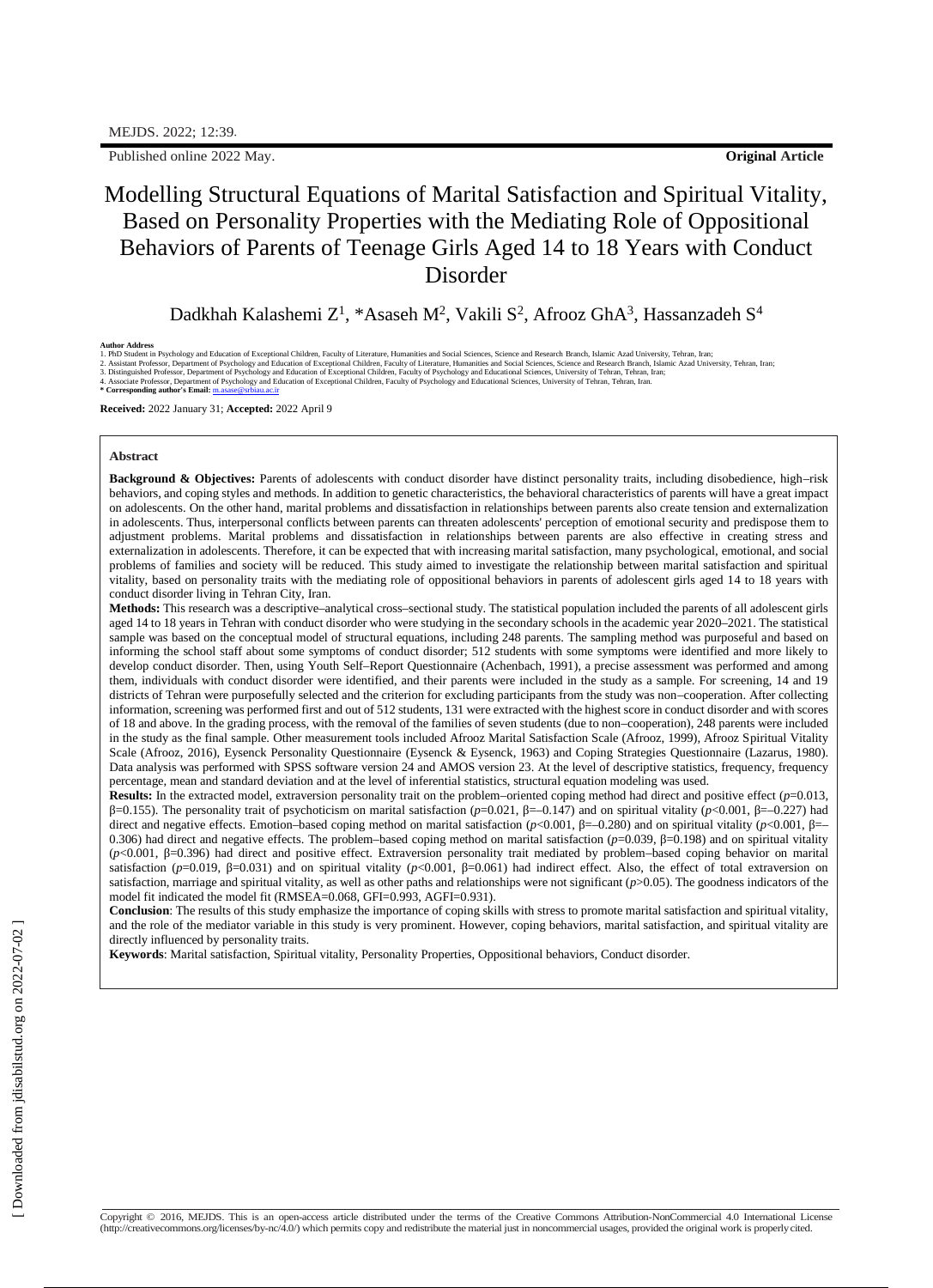# Modelling Structural Equations of Marital Satisfaction and Spiritual Vitality, Based on Personality Properties with the Mediating Role of Oppositional Behaviors of Parents of Teenage Girls Aged 14 to 18 Years with Conduct Disorder

Dadkhah Kalashemi Z[1], *Asaseh M[2], Vakili S[2], Afrooz GhA[3], Hassanzadeh S[4]

**Author Address**

1. PhD Student in Psychology and Education of Exceptional Children, Faculty of Literature, Humanities and Social Sciences, Science and Research Branch, Islamic Azad University, Tehran, Iran;
2. Assistant Professor, Department of Psychology and Education of Exceptional Children, Faculty of Literature, Humanities and Social Sciences, Science and Research Branch, Islamic Azad University, Tehran, Iran;
3. Distinguished Professor, Department of Psychology and Education of Exceptional Children, Faculty of Psychology and Educational Sciences, University of Tehran, Tehran, Iran;
4. Associate Professor, Department of Psychology and Education of Exceptional Children, Faculty of Psychology and Educational Sciences, University of Tehran, Tehran, Iran.

**\* Corresponding author's Email:** m.asase@srbiau.ac.ir

**Received:** 2022 January 31; **Accepted:** 2022 April 9

## Abstract

**Background & Objectives:** Parents of adolescents with conduct disorder have distinct personality traits, including disobedience, high–risk behaviors, and coping styles and methods. In addition to genetic characteristics, the behavioral characteristics of parents will have a great impact on adolescents. On the other hand, marital problems and dissatisfaction in relationships between parents also create tension and externalization in adolescents. Thus, interpersonal conflicts between parents can threaten adolescents' perception of emotional security and predispose them to adjustment problems. Marital problems and dissatisfaction in relationships between parents are also effective in creating stress and externalization in adolescents. Therefore, it can be expected that with increasing marital satisfaction, many psychological, emotional, and social problems of families and society will be reduced. This study aimed to investigate the relationship between marital satisfaction and spiritual vitality, based on personality traits with the mediating role of oppositional behaviors in parents of adolescent girls aged 14 to 18 years with conduct disorder living in Tehran City, Iran.

**Methods:** This research was a descriptive–analytical cross–sectional study. The statistical population included the parents of all adolescent girls aged 14 to 18 years in Tehran with conduct disorder who were studying in the secondary schools in the academic year 2020–2021. The statistical sample was based on the conceptual model of structural equations, including 248 parents. The sampling method was purposeful and based on informing the school staff about some symptoms of conduct disorder; 512 students with some symptoms were identified and more likely to develop conduct disorder. Then, using Youth Self–Report Questionnaire (Achenbach, 1991), a precise assessment was performed and among them, individuals with conduct disorder were identified, and their parents were included in the study as a sample. For screening, 14 and 19 districts of Tehran were purposefully selected and the criterion for excluding participants from the study was non–cooperation. After collecting information, screening was performed first and out of 512 students, 131 were extracted with the highest score in conduct disorder and with scores of 18 and above. In the grading process, with the removal of the families of seven students (due to non–cooperation), 248 parents were included in the study as the final sample. Other measurement tools included Afrooz Marital Satisfaction Scale (Afrooz, 1999), Afrooz Spiritual Vitality Scale (Afrooz, 2016), Eysenck Personality Questionnaire (Eysenck & Eysenck, 1963) and Coping Strategies Questionnaire (Lazarus, 1980). Data analysis was performed with SPSS software version 24 and AMOS version 23. At the level of descriptive statistics, frequency, frequency percentage, mean and standard deviation and at the level of inferential statistics, structural equation modeling was used.

**Results:** In the extracted model, extraversion personality trait on the problem–oriented coping method had direct and positive effect ($p=0.013$, $\beta=0.155$). The personality trait of psychoticism on marital satisfaction ($p=0.021$, $\beta=-0.147$) and on spiritual vitality ($p<0.001$, $\beta=-0.227$) had direct and negative effects. Emotion–based coping method on marital satisfaction ($p<0.001$, $\beta=-0.280$) and on spiritual vitality ($p<0.001$, $\beta=-0.306$) had direct and negative effects. The problem–based coping method on marital satisfaction ($p=0.039$, $\beta=0.198$) and on spiritual vitality ($p<0.001$, $\beta=0.396$) had direct and positive effect. Extraversion personality trait mediated by problem–based coping behavior on marital satisfaction ($p=0.019$, $\beta=0.031$) and on spiritual vitality ($p<0.001$, $\beta=0.061$) had indirect effect. Also, the effect of total extraversion on satisfaction, marriage and spiritual vitality, as well as other paths and relationships were not significant ($p>0.05$). The goodness indicators of the model fit indicated the model fit (RMSEA=0.068, GFI=0.993, AGFI=0.931).

**Conclusion**: The results of this study emphasize the importance of coping skills with stress to promote marital satisfaction and spiritual vitality, and the role of the mediator variable in this study is very prominent. However, coping behaviors, marital satisfaction, and spiritual vitality are directly influenced by personality traits.

**Keywords**: Marital satisfaction, Spiritual vitality, Personality Properties, Oppositional behaviors, Conduct disorder.

Copyright © 2016, MEJDS. This is an open-access article distributed under the terms of the Creative Commons Attribution-NonCommercial 4.0 International License (http://creativecommons.org/licenses/by-nc/4.0/) which permits copy and redistribute the material just in noncommercial usages, provided the original work is properly cited.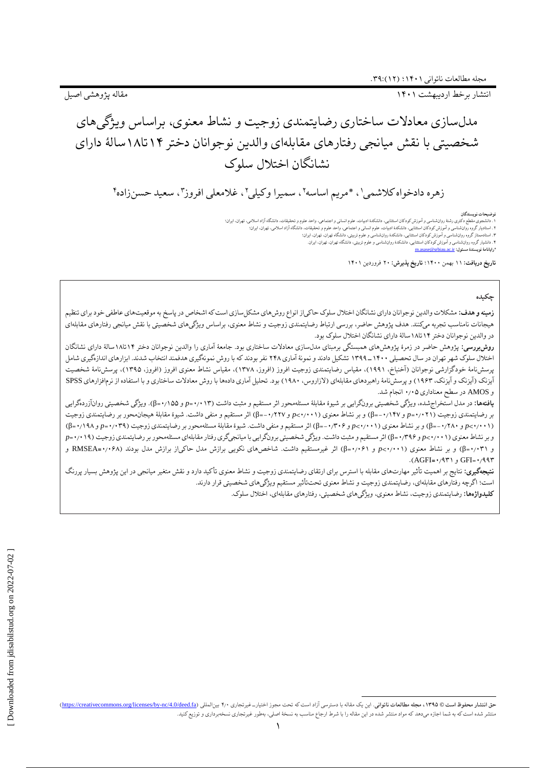انتشار برخط اردیبهشت ۱۴۰۱

مقاله پژوهشی اصیل

# مدل‌سازی معادلات ساختاری رضایتمندی زوجیت و نشاط معنوی، براساس ویژگی‌های شخصیتی با نقش میانجی رفتارهای مقابله‌ای والدین نوجوانان دختر ۱۴تا۱۸سالهٔ دارای نشانگان اختلال سلوک

زهره دادخواه کلاشمی[۱]، \*مریم اساسه[۲]، سمیرا وکیلی[۲]، غلامعلی افروز[۳]، سعید حسن‌زاده[۴]

**توضیحات نویسندگان**

۱. دانشجوی مقطع دکتری رشتهٔ روان‌شناسی و آموزش کودکان استثنایی، دانشکدهٔ ادبیات، علوم انسانی و اجتماعی، واحد علوم و تحقیقات، دانشگاه آزاد اسلامی، تهران، ایران؛

۲. استادیار گروه روان‌شناسی و آموزش کودکان استثنایی، دانشکدهٔ ادبیات، علوم انسانی و اجتماعی، واحد علوم و تحقیقات، دانشگاه آزاد اسلامی، تهران، ایران؛

۳. استاد‌ممتاز گروه روان‌شناسی و آموزش کودکان استثنایی، دانشکدهٔ روان‌شناسی و علوم تربیتی، دانشگاه تهران، تهران، ایران؛

۴. دانشیار گروه روان‌شناسی و آموزش کودکان استثنایی، دانشکدهٔ روان‌شناسی و علوم تربیتی، دانشگاه تهران، تهران، ایران.

\*رایانامهٔ نویسندهٔ مسئول: m.asase@srbiau.ac.ir

**تاریخ دریافت:** ۱۱ بهمن ۱۴۰۰؛ **تاریخ پذیرش:** ۲۰ فروردین ۱۴۰۱

## چکیده

**زمینه و هدف:** مشکلات والدین نوجوانان دارای نشانگان اختلال سلوک حاکی‌از انواع روش‌های مشکل‌سازی است‌که اشخاص در پاسخ به موقعیت‌های عاطفی خود برای تنظیم هیجانات ناماسب تجربه می‌کنند. هدف پژوهش حاضر، بررسی ارتباط رضایتمندی زوجیت و نشاط معنوی، براساس ویژگی‌های شخصیتی با نقش میانجی رفتارهای مقابله‌ای در والدین نوجوانان دختر ۱۴تا۱۸سالهٔ دارای نشانگان اختلال سلوک بود.

**روش‌بررسی:** پژوهش حاضر در زمرهٔ پژوهش‌های همبستگی برمبنای مدل‌سازی معادلات ساختاری بود. جامعهٔ آماری را والدین نوجوانان دختر ۱۴تا۱۸سالهٔ دارای نشانگان اختلال سلوک شهر تهران در سال تحصیلی ۱۴۰۰ـ۱۳۹۹ تشکیل دادند و نمونهٔ آماری ۲۴۸ نفر بودند که با روش نمونه‌گیری هدفمند انتخاب شدند. ابزارهای اندازه‌گیری شامل پرسش‌نامهٔ خودگزارشی نوجوانان (آخنباخ، ۱۹۹۱)، مقیاس رضایتمندی زوجیت افروز (افروز، ۱۳۷۸)، مقیاس نشاط معنوی افروز (افروز، ۱۳۹۵)، پرسش‌نامهٔ شخصیت آیزنک (آیزنک و آیزنک، ۱۹۶۳) و پرسش‌نامهٔ راهبردهای مقابله‌ای (لازاروس، ۱۹۸۰) بود. تحلیل آماری داده‌ها با روش معادلات ساختاری و با استفاده از نرم‌افزارهای SPSS و AMOS در سطح معناداری ۰٫۰۵ انجام شد.

**یافته‌ها:** در مدل استخراج‌شده، ویژگی شخصیتی برون‌گرایی بر شیوهٔ مقابلهٔ مسئله‌محور اثر مستقیم و مثبت داشت ($p$=۰٫۰۱۳ و β=۰٫۱۵۵). ویژگی شخصیتی روان‌آزرده‌گرایی بر رضایتمندی زوجیت ($p$=۰٫۰۲۱ و β=۰٫۱۴۷-) و بر نشاط معنوی ($p$<۰٫۰۰۱ و β=۰٫۲۲۷-) اثر مستقیم و منفی داشت. شیوهٔ مقابلهٔ هیجان‌محور بر رضایتمندی زوجیت ($p$<۰٫۰۰۱ و β=۰٫۲۸۰-) و بر نشاط معنوی ($p$<۰٫۰۰۱ و β=۰٫۳۰۶-) اثر مستقیم و منفی داشت. شیوهٔ مقابلهٔ مسئله‌محور بر رضایتمندی زوجیت ($p$=۰٫۰۳۹ و β=۰٫۱۹۸) و بر نشاط معنوی ($p$<۰٫۰۰۱ و β=۰٫۳۹۶) اثر مستقیم و مثبت داشت. ویژگی شخصیتی برون‌گرایی با میانجی‌گری رفتار مقابله‌ای مسئله‌محور بر رضایتمندی زوجیت ($p$=۰٫۰۱۹ و β=۰٫۰۳۱) و بر نشاط معنوی ($p$<۰٫۰۰۱ و β=۰٫۰۶۱) اثر غیرمستقیم داشت. شاخص‌های نکویی برازش مدل حاکی‌از برازش مدل بودند (RMSEA=۰٫۰۶۸ و GFI=۰٫۹۹۳ و AGFI=۰٫۹۳۱).

**نتیجه‌گیری:** نتایج بر اهمیت تأثیر مهارت‌های مقابله با استرس برای ارتقای رضایتمندی زوجیت و نشاط معنوی تأکید دارد و نقش متغیر میانجی در این پژوهش بسیار پررنگ است؛ اگرچه رفتارهای مقابله‌ای، رضایتمندی زوجیت و نشاط معنوی تحت‌تأثیر مستقیم ویژگی‌های شخصیتی قرار دارند.

**کلیدواژه‌ها:** رضایتمندی زوجیت، نشاط معنوی، ویژگی‌های شخصیتی، رفتارهای مقابله‌ای، اختلال سلوک.

---

**حق انتشار محفوظ است © ۱۳۹۵، مجله مطالعات ناتوانی.** این یک مقاله با دسترسی آزاد است که تحت مجوز اختیارـغیرتجاری ۴٫۰ بین‌المللی (https://creativecommons.org/licenses/by-nc/4.0/deed.fa) منتشر شده است که به شما اجازه می‌دهد که مواد منتشر شده در این مقاله را با شرط ارجاع مناسب به نسخهٔ اصلی، به‌طور غیرتجاری نسخه‌برداری و توزیع کنید.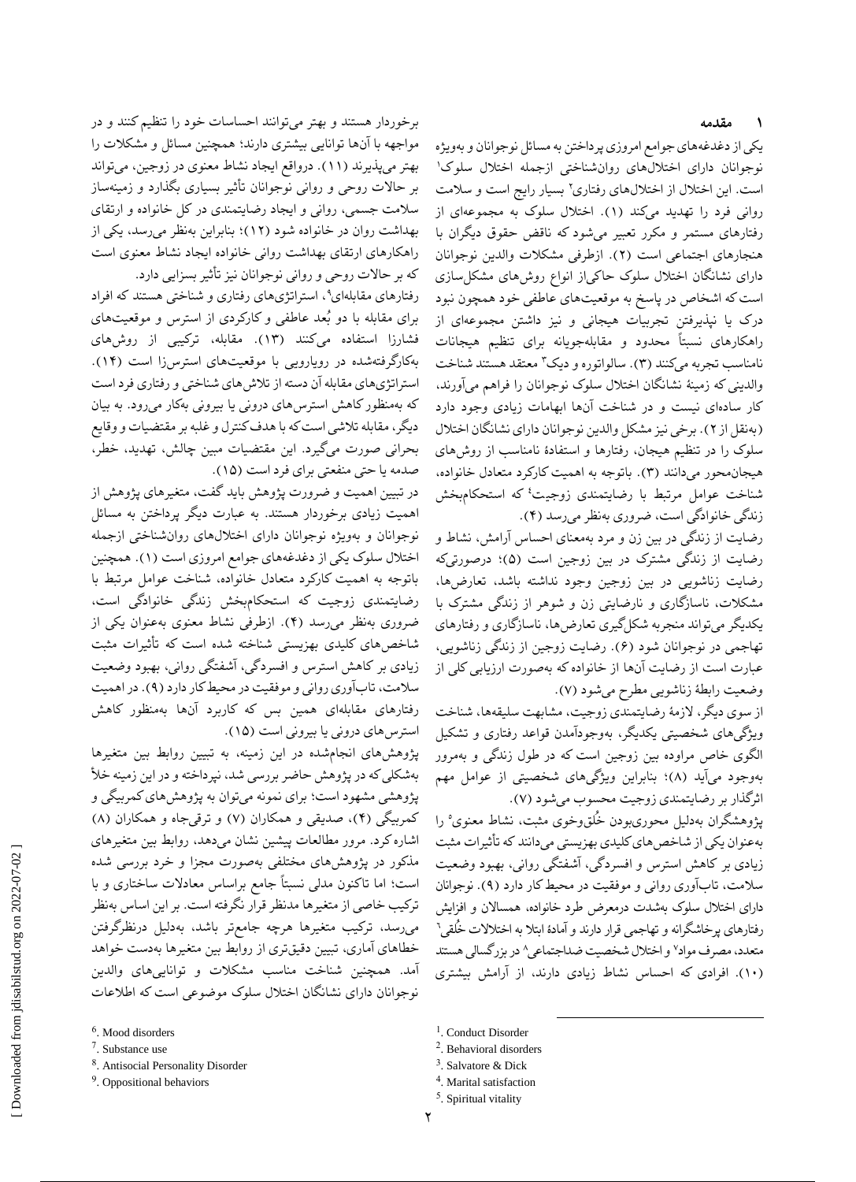## ۱ مقدمه

یکی از دغدغه‌های جوامع امروزی پرداختن به مسائل نوجوانان و به‌ویژه نوجوانان دارای اختلال‌های روان‌شناختی ازجمله اختلال سلوک[1] است. این اختلال از اختلال‌های رفتاری[2] بسیار رایج است و سلامت روانی فرد را تهدید می‌کند (۱). اختلال سلوک به مجموعه‌ای از رفتارهای مستمر و مکرر تعبیر می‌شود که ناقض حقوق دیگران با هنجارهای اجتماعی است (۲). ازطرفی مشکلات والدین نوجوانان دارای نشانگان اختلال سلوک حاکی‌از انواع روش‌های مشکل‌سازی است که اشخاص در پاسخ به موقعیت‌های عاطفی خود همچون نبود درک یا نپذیرفتن تجربیات هیجانی و نیز داشتن مجموعه‌ای از راهکارهای نسبتاً محدود و مقابله‌جویانه برای تنظیم هیجانات نامناسب تجربه می‌کنند (۳). سالواتوره و دیک[3] معتقد هستند شناخت والدینی که زمینهٔ نشانگان اختلال سلوک نوجوانان را فراهم می‌آورند، کار ساده‌ای نیست و در شناخت آن‌ها ابهامات زیادی وجود دارد (به‌نقل از ۲). برخی نیز مشکل والدین نوجوانان دارای نشانگان اختلال سلوک را در تنظیم هیجان، رفتارها و استفادهٔ نامناسب از روش‌های هیجان‌محور می‌دانند (۳). باتوجه به اهمیت کارکرد متعادل خانواده، شناخت عوامل مرتبط با رضایتمندی زوجیت[4] که استحکام‌بخش زندگی خانوادگی است، ضروری به‌نظر می‌رسد (۴).

رضایت از زندگی در بین زن و مرد به‌معنای احساس آرامش، نشاط و رضایت از زندگی مشترک در بین زوجین است (۵)؛ درصورتی‌که رضایت زناشویی در بین زوجین وجود نداشته باشد، تعارض‌ها، مشکلات، ناسازگاری و نارضایتی زن و شوهر از زندگی مشترک با یکدیگر می‌تواند منجربه شکل‌گیری تعارض‌ها، ناسازگاری و رفتارهای تهاجمی در نوجوانان شود (۶). رضایت زوجین از زندگی زناشویی، عبارت است از رضایت آن‌ها از خانواده که به‌صورت ارزیابی کلی از وضعیت رابطهٔ زناشویی مطرح می‌شود (۷).

از سوی دیگر، لازمهٔ رضایتمندی زوجیت، مشابهت سلیقه‌ها، شناخت ویژگی‌های شخصیتی یکدیگر، به‌وجودآمدن قواعد رفتاری و تشکیل الگوی خاص مراوده بین زوجین است که در طول زندگی و به‌مرور به‌وجود می‌آید (۸)؛ بنابراین ویژگی‌های شخصیتی از عوامل مهم اثرگذار بر رضایتمندی زوجیت محسوب می‌شود (۷).

پژوهشگران به‌دلیل محوری‌بودن خُلق‌وخوی مثبت، نشاط معنوی[5] را به‌عنوان یکی از شاخص‌های کلیدی بهزیستی می‌دانند که تأثیرات مثبت زیادی بر کاهش استرس و افسردگی، آشفتگی روانی، بهبود وضعیت سلامت، تاب‌آوری روانی و موفقیت در محیط کار دارد (۹). نوجوانان دارای اختلال سلوک به‌شدت درمعرض طرد خانواده، همسالان و افزایش رفتارهای پرخاشگرانه و تهاجمی قرار دارند و آمادهٔ ابتلا به اختلالات خُلقی[6] متعدد، مصرف مواد[7] و اختلال شخصیت ضداجتماعی[8] در بزرگسالی هستند (۱۰). افرادی که احساس نشاط زیادی دارند، از آرامش بیشتری برخوردار هستند و بهتر می‌توانند احساسات خود را تنظیم کنند و در مواجهه با آن‌ها توانایی بیشتری دارند؛ همچنین مسائل و مشکلات را بهتر می‌پذیرند (۱۱). درواقع ایجاد نشاط معنوی در زوجین، می‌تواند بر حالات روحی و روانی نوجوانان تأثیر بسیاری بگذارد و زمینه‌ساز سلامت جسمی، روانی و ایجاد رضایتمندی در کل خانواده و ارتقای بهداشت روان در خانواده شود (۱۲)؛ بنابراین به‌نظر می‌رسد، یکی از راهکارهای ارتقای بهداشت روانی خانواده ایجاد نشاط معنوی است که بر حالات روحی و روانی نوجوانان نیز تأثیر بسزایی دارد.

رفتارهای مقابله‌ای[9]، استراتژی‌های رفتاری و شناختی هستند که افراد برای مقابله با دو بُعد عاطفی و کارکردی از استرس و موقعیت‌های فشارزا استفاده می‌کنند (۱۳). مقابله، ترکیبی از روش‌های به‌کارگرفته‌شده در رویارویی با موقعیت‌های استرس‌زا است (۱۴). استراتژی‌های مقابله آن دسته از تلاش‌های شناختی و رفتاری فرد است که به‌منظور کاهش استرس‌های درونی یا بیرونی به‌کار می‌رود. به بیان دیگر، مقابله تلاشی است که با هدف کنترل و غلبه بر مقتضیات و وقایع بحرانی صورت می‌گیرد. این مقتضیات مبین چالش، تهدید، خطر، صدمه یا حتی منفعتی برای فرد است (۱۵).

در تبیین اهمیت و ضرورت پژوهش باید گفت، متغیرهای پژوهش از اهمیت زیادی برخوردار هستند. به عبارت دیگر پرداختن به مسائل نوجوانان و به‌ویژه نوجوانان دارای اختلال‌های روان‌شناختی ازجمله اختلال سلوک یکی از دغدغه‌های جوامع امروزی است (۱). همچنین باتوجه به اهمیت کارکرد متعادل خانواده، شناخت عوامل مرتبط با رضایتمندی زوجیت که استحکام‌بخش زندگی خانوادگی است، ضروری به‌نظر می‌رسد (۴). ازطرفی نشاط معنوی به‌عنوان یکی از شاخص‌های کلیدی بهزیستی شناخته شده است که تأثیرات مثبت زیادی بر کاهش استرس و افسردگی، آشفتگی روانی، بهبود وضعیت سلامت، تاب‌آوری روانی و موفقیت در محیط کار دارد (۹). در اهمیت رفتارهای مقابله‌ای همین بس که کاربرد آن‌ها به‌منظور کاهش استرس‌های درونی یا بیرونی است (۱۵).

پژوهش‌های انجام‌شده در این زمینه، به تبیین روابط بین متغیرها به‌شکلی که در پژوهش حاضر بررسی شد، نپرداخته و در این زمینه خلأ پژوهشی مشهود است؛ برای نمونه می‌توان به پژوهش‌های کمربیگی و کمربیگی (۴)، صدیقی و همکاران (۷) و ترقی‌جاه و همکاران (۸) اشاره کرد. مرور مطالعات پیشین نشان می‌دهد، روابط بین متغیرهای مذکور در پژوهش‌های مختلفی به‌صورت مجزا و خرد بررسی شده است؛ اما تاکنون مدلی نسبتاً جامع براساس معادلات ساختاری و با ترکیب خاصی از متغیرها مدنظر قرار نگرفته است. بر این اساس به‌نظر می‌رسد، ترکیب متغیرها هرچه جامع‌تر باشد، به‌دلیل درنظرگرفتن خطاهای آماری، تبیین دقیق‌تری از روابط بین متغیرها به‌دست خواهد آمد. همچنین شناخت مناسب مشکلات و توانایی‌های والدین نوجوانان دارای نشانگان اختلال سلوک موضوعی است که اطلاعات

---

[1]. Conduct Disorder
[2]. Behavioral disorders
[3]. Salvatore & Dick
[4]. Marital satisfaction
[5]. Spiritual vitality
[6]. Mood disorders
[7]. Substance use
[8]. Antisocial Personality Disorder
[9]. Oppositional behaviors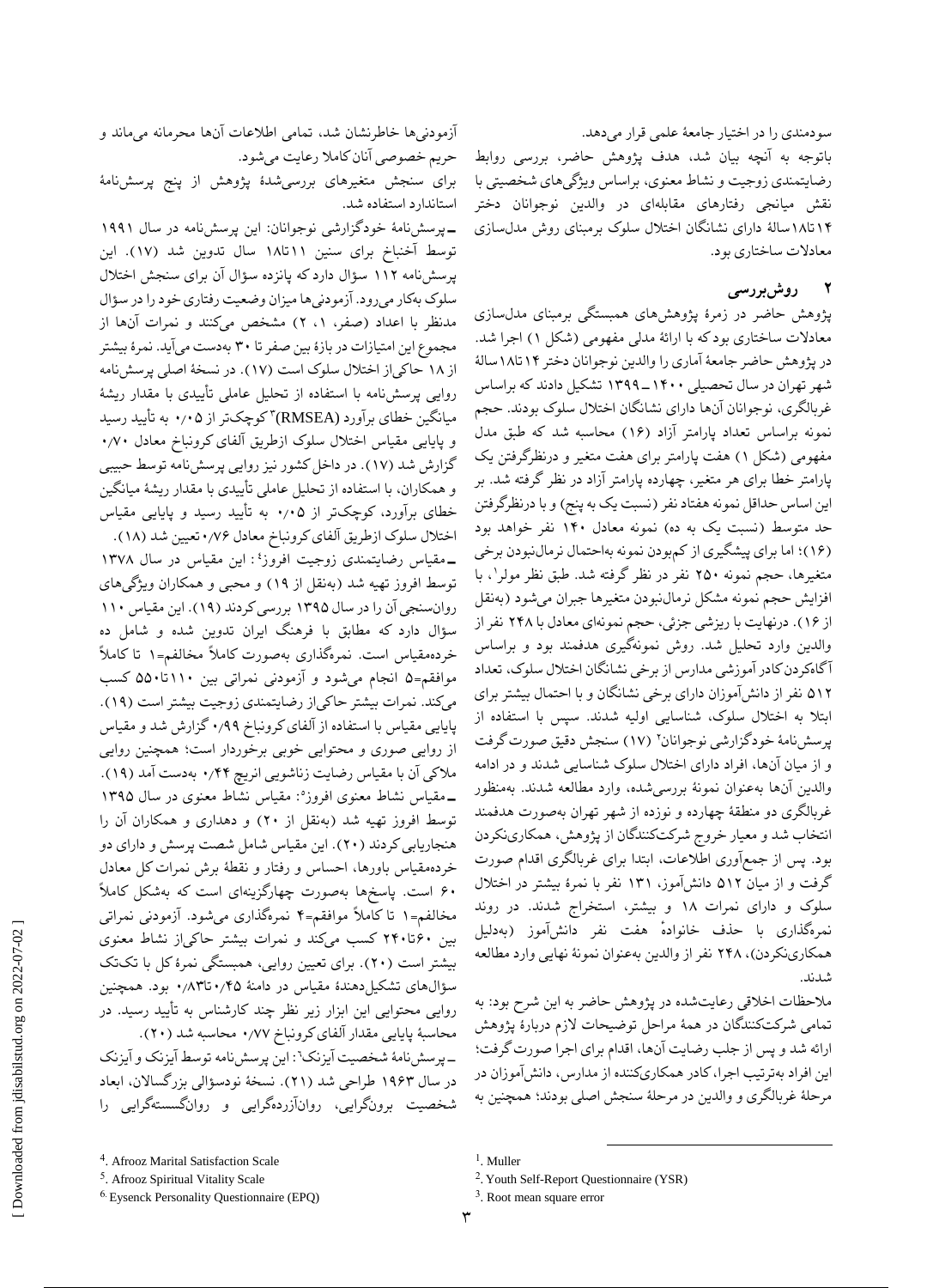سودمندی را در اختیار جامعهٔ علمی قرار می‌دهد.

باتوجه به آنچه بیان شد، هدف پژوهش حاضر، بررسی روابط رضایتمندی زوجیت و نشاط معنوی، براساس ویژگی‌های شخصیتی با نقش میانجی رفتارهای مقابله‌ای در والدین نوجوانان دختر ۱۴تا۱۸سالهٔ دارای نشانگان اختلال سلوک برمبنای روش مدل‌سازی معادلات ساختاری بود.

## ۲ روش‌بررسی

پژوهش حاضر در زمرهٔ پژوهش‌های همبستگی برمبنای مدل‌سازی معادلات ساختاری بود که با ارائهٔ مدلی مفهومی (شکل ۱) اجرا شد. در پژوهش حاضر جامعهٔ آماری را والدین نوجوانان دختر ۱۴تا۱۸سالهٔ شهر تهران در سال تحصیلی ۱۴۰۰ـ۱۳۹۹ تشکیل دادند که براساس غربالگری، نوجوانان آن‌ها دارای نشانگان اختلال سلوک بودند. حجم نمونه براساس تعداد پارامتر آزاد (۱۶) محاسبه شد که طبق مدل مفهومی (شکل ۱) هفت پارامتر برای هفت متغیر و درنظرگرفتن یک پارامتر خطا برای هر متغیر، چهارده پارامتر آزاد در نظر گرفته شد. بر این اساس حداقل نمونه هفتاد نفر (نسبت یک به پنج) و با درنظرگرفتن حد متوسط (نسبت یک به ده) نمونه معادل ۱۴۰ نفر خواهد بود (۱۶)؛ اما برای پیشگیری از کم‌بودن نمونه به‌احتمال نرمال‌نبودن برخی متغیرها، حجم نمونه ۲۵۰ نفر در نظر گرفته شد. طبق نظر مولر[1]، با افزایش حجم نمونه مشکل نرمال‌نبودن متغیرها جبران می‌شود (به‌نقل از ۱۶). درنهایت با ریزشی جزئی، حجم نمونه‌ای معادل با ۲۴۸ نفر از والدین وارد تحلیل شد. روش نمونه‌گیری هدفمند بود و براساس آگاه‌کردن کادر آموزشی مدارس از برخی نشانگان اختلال سلوک، تعداد ۵۱۲ نفر از دانش‌آموزان دارای برخی نشانگان و با احتمال بیشتر برای ابتلا به اختلال سلوک، شناسایی اولیه شدند. سپس با استفاده از پرسش‌نامهٔ خودگزارشی نوجوانان[2] (۱۷) سنجش دقیق صورت گرفت و از میان آن‌ها، افراد دارای اختلال سلوک شناسایی شدند و در ادامه والدین آن‌ها به‌عنوان نمونهٔ بررسی‌شده، وارد مطالعه شدند. به‌منظور غربالگری دو منطقهٔ چهارده و نوزده از شهر تهران به‌صورت هدفمند انتخاب شد و معیار خروج شرکت‌کنندگان از پژوهش، همکاری‌نکردن بود. پس از جمع‌آوری اطلاعات، ابتدا برای غربالگری اقدام صورت گرفت و از میان ۵۱۲ دانش‌آموز، ۱۳۱ نفر با نمرهٔ بیشتر در اختلال سلوک و دارای نمرات ۱۸ و بیشتر، استخراج شدند. در روند نمره‌گذاری با حذف خانوادهٔ هفت نفر دانش‌آموز (به‌دلیل همکاری‌نکردن)، ۲۴۸ نفر از والدین به‌عنوان نمونهٔ نهایی وارد مطالعه شدند.

ملاحظات اخلاقی رعایت‌شده در پژوهش حاضر به این شرح بود: به تمامی شرکت‌کنندگان در همهٔ مراحل توضیحات لازم دربارهٔ پژوهش ارائه شد و پس از جلب رضایت آن‌ها، اقدام برای اجرا صورت گرفت؛ این افراد به‌ترتیب اجرا، کادر همکاری‌کننده از مدارس، دانش‌آموزان در مرحلهٔ غربالگری و والدین در مرحلهٔ سنجش اصلی بودند؛ همچنین به آزمودنی‌ها خاطرنشان شد، تمامی اطلاعات آن‌ها محرمانه می‌ماند و حریم خصوصی آنان کاملا رعایت می‌شود.

برای سنجش متغیرهای بررسی‌شدهٔ پژوهش از پنج پرسش‌نامهٔ استاندارد استفاده شد.

ـ پرسش‌نامهٔ خودگزارشی نوجوانان: این پرسش‌نامه در سال ۱۹۹۱ توسط آخنباخ برای سنین ۱۱تا۱۸ سال تدوین شد (۱۷). این پرسش‌نامه ۱۱۲ سؤال دارد که پانزده سؤال آن برای سنجش اختلال سلوک به‌کار می‌رود. آزمودنی‌ها میزان وضعیت رفتاری خود را در سؤال مدنظر با اعداد (صفر، ۱، ۲) مشخص می‌کنند و نمرات آن‌ها از مجموع این امتیازات در بازهٔ بین صفر تا ۳۰ به‌دست می‌آید. نمرهٔ بیشتر از ۱۸ حاکی‌از اختلال سلوک است (۱۷). در نسخهٔ اصلی پرسش‌نامه روایی پرسش‌نامه با استفاده از تحلیل عاملی تأییدی با مقدار ریشهٔ میانگین خطای برآورد (RMSEA)[3] کوچک‌تر از ۰٫۰۵ به تأیید رسید و پایایی مقیاس اختلال سلوک ازطریق آلفای کرونباخ معادل ۰٫۷۰ گزارش شد (۱۷). در داخل کشور نیز روایی پرسش‌نامه توسط حبیبی و همکاران، با استفاده از تحلیل عاملی تأییدی با مقدار ریشهٔ میانگین خطای برآورد، کوچک‌تر از ۰٫۰۵ به تأیید رسید و پایایی مقیاس اختلال سلوک ازطریق آلفای کرونباخ معادل ۰٫۷۶ تعیین شد (۱۸).

ـ مقیاس رضایتمندی زوجیت افروز[4]: این مقیاس در سال ۱۳۷۸ توسط افروز تهیه شد (به‌نقل از ۱۹) و محبی و همکاران ویژگی‌های روان‌سنجی آن را در سال ۱۳۹۵ بررسی کردند (۱۹). این مقیاس ۱۱۰ سؤال دارد که مطابق با فرهنگ ایران تدوین شده و شامل ده خرده‌مقیاس است. نمره‌گذاری به‌صورت کاملاً مخالفم=۱ تا کاملاً موافقم=۵ انجام می‌شود و آزمودنی نمراتی بین ۱۱۰تا۵۵۰ کسب می‌کند. نمرات بیشتر حاکی‌از رضایتمندی زوجیت بیشتر است (۱۹). پایایی مقیاس با استفاده از آلفای کرونباخ ۰٫۹۹ گزارش شد و مقیاس از روایی صوری و محتوایی خوبی برخوردار است؛ همچنین روایی ملاکی آن با مقیاس رضایت زناشویی انریچ ۰٫۴۴ به‌دست آمد (۱۹).

ـ مقیاس نشاط معنوی افروز[5]: مقیاس نشاط معنوی در سال ۱۳۹۵ توسط افروز تهیه شد (به‌نقل از ۲۰) و دهداری و همکاران آن را هنجاریابی کردند (۲۰). این مقیاس شامل شصت پرسش و دارای دو خرده‌مقیاس باورها، احساس و رفتار و نقطهٔ برش نمرات کل معادل ۶۰ است. پاسخ‌ها به‌صورت چهارگزینه‌ای است که به‌شکل کاملاً مخالفم=۱ تا کاملاً موافقم=۴ نمره‌گذاری می‌شود. آزمودنی نمراتی بین ۶۰تا۲۴۰ کسب می‌کند و نمرات بیشتر حاکی‌از نشاط معنوی بیشتر است (۲۰). برای تعیین روایی، همبستگی نمرهٔ کل با تک‌تک سؤال‌های تشکیل‌دهندهٔ مقیاس در دامنهٔ ۰٫۴۵تا۰٫۸۳ بود. همچنین روایی محتوایی این ابزار زیر نظر چند کارشناس به تأیید رسید. در محاسبهٔ پایایی مقدار آلفای کرونباخ ۰٫۷۷ محاسبه شد (۲۰).

ـ پرسش‌نامهٔ شخصیت آیزنک[6]: این پرسش‌نامه توسط آیزنک و آیزنک در سال ۱۹۶۳ طراحی شد (۲۱). نسخهٔ نودسؤالی بزرگسالان، ابعاد شخصیت برونگرایی، روان‌آزرده‌گرایی و روان‌گسسته‌گرایی را

---

[1]. Muller

[2]. Youth Self-Report Questionnaire (YSR)

[3]. Root mean square error

[4]. Afrooz Marital Satisfaction Scale

[5]. Afrooz Spiritual Vitality Scale

[6]. Eysenck Personality Questionnaire (EPQ)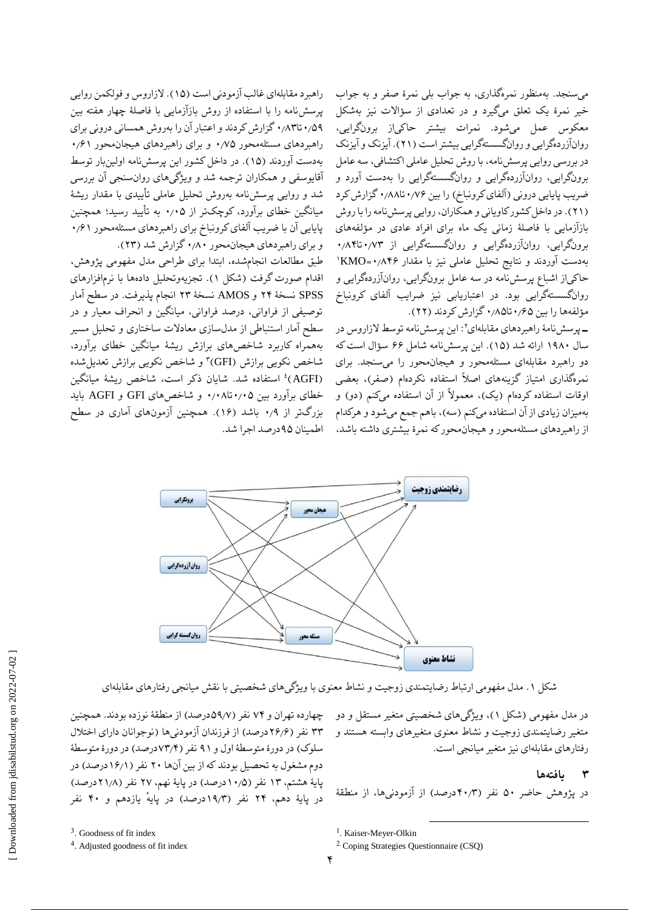می‌سنجد. به‌منظور نمره‌گذاری، به جواب بلی نمرهٔ صفر و به جواب خیر نمرهٔ یک تعلق می‌گیرد و در تعدادی از سؤالات نیز به‌شکل معکوس عمل می‌شود. نمرات بیشتر حاکی‌از برونگرایی، روان‌آزرده‌گرایی و روان‌گسسته‌گرایی بیشتر است (۲۱). آیزنک و آیزنک در بررسی روایی پرسش‌نامه، با روش تحلیل عاملی اکتشافی، سه عامل برونگرایی، روان‌آزرده‌گرایی و روان‌گسسته‌گرایی را به‌دست آورد و ضریب پایایی درونی (آلفای کرونباخ) را بین ۰/۷۶ تا۰/۸۸ گزارش کرد (۲۱). در داخل کشور کاویانی و همکاران، روایی پرسش‌نامه را با روش بازآزمایی با فاصلهٔ زمانی یک ماه برای افراد عادی در مؤلفه‌های برونگرایی، روان‌آزرده‌گرایی و روان‌گسسته‌گرایی از ۰/۷۳ تا۰/۸۴ به‌دست آوردند و نتایج تحلیل عاملی نیز با مقدار KMO=۰/۸۴۶[1] حاکی‌از اشباع پرسش‌نامه در سه عامل برونگرایی، روان‌آزرده‌گرایی و روان‌گسسته‌گرایی بود. در اعتباریابی نیز ضرایب آلفای کرونباخ مؤلفه‌ها را بین ۰/۶۵ تا۰/۸۵ گزارش کردند (۲۲).

ـ پرسش‌نامهٔ راهبردهای مقابله‌ای[2]: این پرسش‌نامه توسط لازاروس در سال ۱۹۸۰ ارائه شد (۱۵). این پرسش‌نامه شامل ۶۶ سؤال است که دو راهبرد مقابله‌ای مسئله‌محور و هیجان‌محور را می‌سنجد. برای نمره‌گذاری امتیاز گزینه‌های اصلاً استفاده نکردەام (صفر)، بعضی اوقات استفاده کردەام (یک)، معمولاً از آن استفاده می‌کنم (دو) و به‌میزان زیادی از آن استفاده می‌کنم (سه)، باهم جمع می‌شود و هرکدام از راهبردهای مسئله‌محور و هیجان‌محور که نمرهٔ بیشتری داشته باشد، راهبرد مقابله‌ای غالب آزمودنی است (۱۵). لازاروس و فولکمن روایی پرسش‌نامه را با استفاده از روش بازآزمایی با فاصلهٔ چهار هفته بین ۰/۵۹ تا۰/۸۳ گزارش کردند و اعتبار آن را به‌روش همسانی درونی برای راهبردهای مسئله‌محور ۰/۷۵ و برای راهبردهای هیجان‌محور ۰/۶۱ به‌دست آوردند (۱۵). در داخل کشور این پرسش‌نامه اولین‌بار توسط آقایوسفی و همکاران ترجمه شد و ویژگی‌های روان‌سنجی آن بررسی شد و روایی پرسش‌نامه به‌روش تحلیل عاملی تأییدی با مقدار ریشهٔ میانگین خطای برآورد، کوچک‌تر از ۰/۰۵ به تأیید رسید؛ همچنین پایایی آن با ضریب آلفای کرونباخ برای راهبردهای مسئله‌محور ۰/۶۱ و برای راهبردهای هیجان‌محور ۰/۸۰ گزارش شد (۲۳).

طبق مطالعات انجام‌شده، ابتدا برای طراحی مدل مفهومی پژوهش، اقدام صورت گرفت (شکل ۱). تجزیه‌وتحلیل داده‌ها با نرم‌افزارهای SPSS نسخهٔ ۲۴ و AMOS نسخهٔ ۲۳ انجام پذیرفت. در سطح آمار توصیفی از فراوانی، درصد فراوانی، میانگین و انحراف معیار و در سطح آمار استنباطی از مدل‌سازی معادلات ساختاری و تحلیل مسیر به‌همراه کاربرد شاخص‌های برازش ریشهٔ میانگین خطای برآورد، شاخص نکویی برازش (GFI)[3] و شاخص نکویی برازش تعدیل‌شده (AGFI)[4] استفاده شد. شایان ذکر است، شاخص ریشهٔ میانگین خطای برآورد بین ۰/۰۵ تا۰/۰۸ و شاخص‌های GFI و AGFI باید بزرگ‌تر از ۰/۹ باشد (۱۶). همچنین آزمون‌های آماری در سطح اطمینان ۹۵درصد اجرا شد.

شکل ۱. مدل مفهومی ارتباط رضایتمندی زوجیت و نشاط معنوی با ویژگی‌های شخصیتی با نقش میانجی رفتارهای مقابله‌ای

در مدل مفهومی (شکل ۱)، ویژگی‌های شخصیتی متغیر مستقل و دو متغیر رضایتمندی زوجیت و نشاط معنوی متغیرهای وابسته هستند و رفتارهای مقابله‌ای نیز متغیر میانجی است.

## ۳ یافته‌ها

در پژوهش حاضر ۵۰ نفر (۴۰/۳درصد) از آزمودنی‌ها، از منطقهٔ چهارده تهران و ۷۴ نفر (۵۹/۷درصد) از منطقهٔ نوزده بودند. همچنین ۳۳ نفر (۲۶/۶درصد) از فرزندان آزمودنی‌ها (نوجوانان دارای اختلال سلوک) در دورهٔ متوسطهٔ اول و ۹۱ نفر (۷۳/۴درصد) در دورهٔ متوسطهٔ دوم مشغول به تحصیل بودند که از بین آن‌ها ۲۰ نفر (۱۶/۱درصد) در پایهٔ هشتم، ۱۳ نفر (۱۰/۵درصد) در پایهٔ نهم، ۲۷ نفر (۲۱/۸درصد) در پایهٔ دهم، ۲۴ نفر (۱۹/۳درصد) در پایهٔ یازدهم و ۴۰ نفر

---

[1]. Kaiser-Meyer-Olkin

[2]. Coping Strategies Questionnaire (CSQ)

[3]. Goodness of fit index

[4]. Adjusted goodness of fit index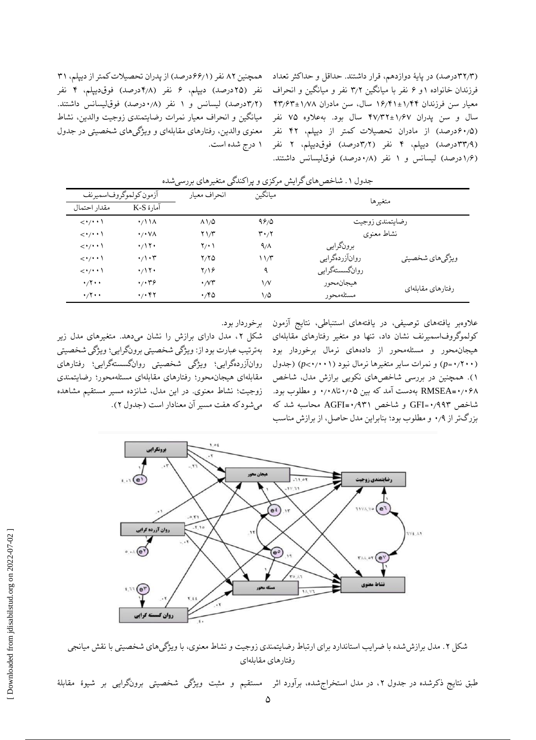(۳۲/۳درصد) در پایهٔ دوازدهم، قرار داشتند. حداقل و حداکثر تعداد فرزندان خانواده ۱ و ۶ نفر با میانگین ۳/۲ نفر و میانگین و انحراف معیار سن فرزندان ۱/۴۴±۱۶/۴۱ سال، سن مادران ۱/۷۸±۴۳/۶۳ سال و سن پدران ۱/۶۷±۴۷/۳۲ سال بود. به‌علاوه ۷۵ نفر (۶۰/۵درصد) از مادران تحصیلات کمتر از دیپلم، ۴۲ نفر (۳۳/۹درصد) دیپلم، ۴ نفر (۳/۲درصد) فوق‌دیپلم، ۲ نفر (۱/۶درصد) لیسانس و ۱ نفر (۰/۸درصد) فوق‌لیسانس داشتند. همچنین ۸۲ نفر (۶۶/۱درصد) از پدران تحصیلات کمتر از دیپلم، ۳۱ نفر (۲۵درصد) دیپلم، ۶ نفر (۴/۸درصد) فوق‌دیپلم، ۴ نفر (۳/۲درصد) لیسانس و ۱ نفر (۰/۸درصد) فوق‌لیسانس داشتند. میانگین و انحراف معیار نمرات رضایتمندی زوجیت والدین، نشاط معنوی والدین، رفتارهای مقابله‌ای و ویژگی‌های شخصیتی در جدول ۱ درج شده است.

جدول ۱. شاخص‌های گرایش مرکزی و پراکندگی متغیرهای بررسی‌شده

| متغیرها | | میانگین | انحراف معیار | آزمون کولموگروف‌اسمیرنف | |
|---|---|---|---|---|---|
| | | | | آمارهٔ K-S | مقدار احتمال |
| رضایتمندی زوجیت | | ۹۶/۵ | ۸۱/۵ | ۰/۱۱۸ | <۰/۰۰۱ |
| نشاط معنوی | | ۳۰/۲ | ۲۱/۳ | ۰/۰۷۸ | <۰/۰۰۱ |
| ویژگی‌های شخصیتی | برونگرایی | ۹/۸ | ۲/۰۱ | ۰/۱۲۰ | <۰/۰۰۱ |
| | روان‌آزرده‌گرایی | ۱۱/۳ | ۲/۲۵ | ۰/۱۰۳ | <۰/۰۰۱ |
| | روان‌گسسته‌گرایی | ۹ | ۲/۱۶ | ۰/۱۲۰ | <۰/۰۰۱ |
| رفتارهای مقابله‌ای | هیجان‌محور | ۱/۷ | ۰/۷۳ | ۰/۰۳۶ | ۰/۲۰۰ |
| | مسئله‌محور | ۱/۵ | ۰/۴۵ | ۰/۰۴۲ | ۰/۲۰۰ |

علاوه‌بر یافته‌های توصیفی، در یافته‌های استنباطی، نتایج آزمون کولموگروف‌اسمیرنف نشان داد، تنها دو متغیر رفتارهای مقابله‌ای هیجان‌محور و مسئله‌محور از داده‌های نرمال برخوردار بود ($p=۰/۲۰۰$) و نمرات سایر متغیرها نرمال نبود ($p<۰/۰۰۱$) (جدول ۱). همچنین در بررسی شاخص‌های نکویی برازش مدل، شاخص RMSEA=۰/۰۶۸ به‌دست آمد که بین ۰/۰۵ تا۰/۰۸ و مطلوب بود. شاخص GFI=۰/۹۹۳ و شاخص AGFI=۰/۹۳۱ محاسبه شد که بزرگ‌تر از ۰/۹ و مطلوب بود؛ بنابراین مدل حاصل، از برازش مناسب برخوردار بود.

شکل ۲، مدل دارای برازش را نشان می‌دهد. متغیرهای مدل زیر به‌ترتیب عبارت بود از: ویژگی شخصیتی برونگرایی؛ ویژگی شخصیتی روان‌آزرده‌گرایی؛ ویژگی شخصیتی روان‌گسسته‌گرایی؛ رفتارهای مقابله‌ای هیجان‌محور؛ رفتارهای مقابله‌ای مسئله‌محور؛ رضایتمندی زوجیت؛ نشاط معنوی. در این مدل، شانزده مسیر مستقیم مشاهده می‌شود که هفت مسیر آن معنادار است (جدول ۲).

شکل ۲. مدل برازش‌شده با ضرایب استاندارد برای ارتباط رضایتمندی زوجیت و نشاط معنوی، با ویژگی‌های شخصیتی با نقش میانجی رفتارهای مقابله‌ای

طبق نتایج ذکرشده در جدول ۲، در مدل استخراج‌شده، برآورد اثر مستقیم و مثبت ویژگی شخصیتی برونگرایی بر شیوهٔ مقابلهٔ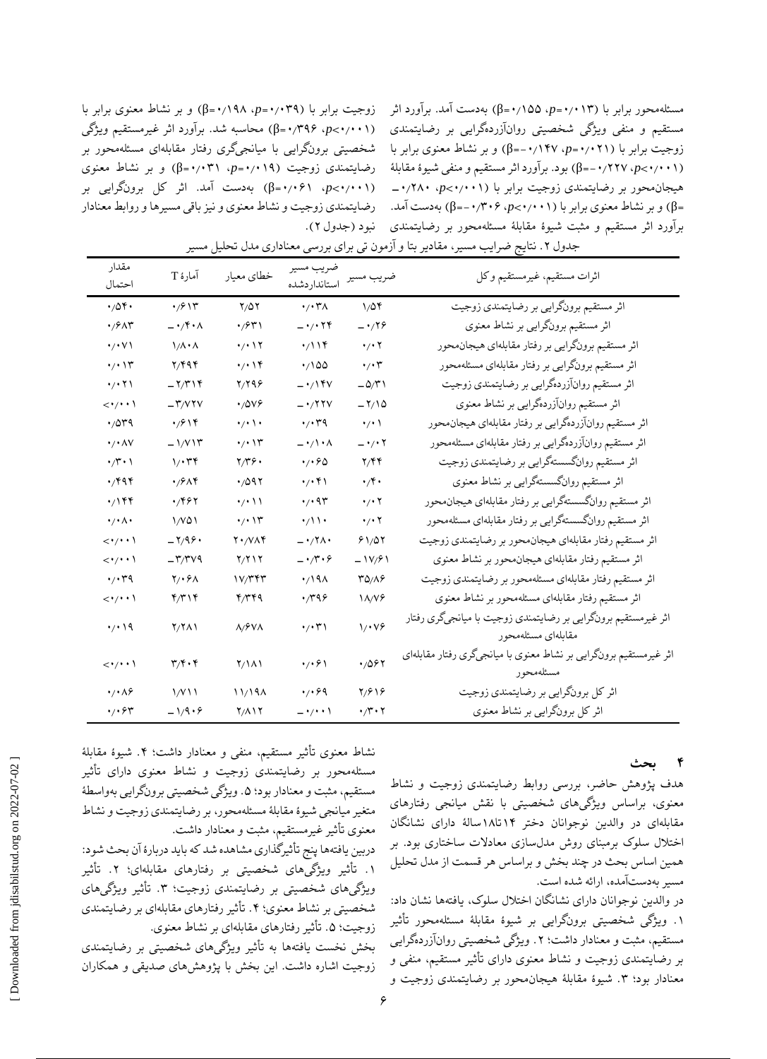مسئله‌محور برابر با ($\beta$=۰/۱۵۵، $p$=۰/۰۱۳) به‌دست آمد. برآورد اثر مستقیم و منفی ویژگی شخصیتی روان‌آزرده‌گرایی بر رضایتمندی زوجیت برابر با ($\beta$=-۰/۱۴۷، $p$=۰/۰۲۱) و بر نشاط معنوی برابر با ($\beta$=-۰/۲۲۷، $p$<۰/۰۰۱) بود. برآورد اثر مستقیم و منفی شیوهٔ مقابلهٔ هیجان‌محور بر رضایتمندی زوجیت برابر با ($\beta$=-۰/۲۸۰، $p$<۰/۰۰۱) و بر نشاط معنوی برابر با ($\beta$=-۰/۳۰۶، $p$<۰/۰۰۱) به‌دست آمد. برآورد اثر مستقیم و مثبت شیوهٔ مقابلهٔ مسئله‌محور بر رضایتمندی زوجیت برابر با ($\beta$=۰/۱۹۸، $p$=۰/۰۳۹) و بر نشاط معنوی برابر با ($\beta$=۰/۳۹۶، $p$<۰/۰۰۱) محاسبه شد. برآورد اثر غیرمستقیم ویژگی شخصیتی برون‌گرایی با میانجی‌گری رفتار مقابله‌ای مسئله‌محور بر رضایتمندی زوجیت ($\beta$=۰/۰۳۱، $p$=۰/۰۱۹) و بر نشاط معنوی ($\beta$=۰/۰۶۱، $p$<۰/۰۰۱) به‌دست آمد. اثر کل برون‌گرایی بر رضایتمندی زوجیت و نشاط معنوی و نیز باقی مسیرها و روابط معنادار نبود (جدول ۲).

جدول ۲. نتایج ضرایب مسیر، مقادیر بتا و آزمون تی برای بررسی معناداری مدل تحلیل مسیر

| اثرات مستقیم، غیرمستقیم و کل | ضریب مسیر | ضریب مسیر استانداردشده | خطای معیار | آمارهٔ T | مقدار احتمال |
|---|---|---|---|---|---|
| اثر مستقیم برون‌گرایی بر رضایتمندی زوجیت | ۱/۵۴ | ۰/۰۳۸ | ۲/۵۲ | ۰/۶۱۳ | ۰/۵۴۰ |
| اثر مستقیم برون‌گرایی بر نشاط معنوی | -۰/۲۶ | -۰/۰۲۴ | ۰/۶۳۱ | -۰/۴۰۸ | ۰/۶۸۳ |
| اثر مستقیم برون‌گرایی بر رفتار مقابله‌ای هیجان‌محور | ۰/۰۲ | ۰/۱۱۴ | ۰/۰۱۲ | ۱/۸۰۸ | ۰/۰۷۱ |
| اثر مستقیم برون‌گرایی بر رفتار مقابله‌ای مسئله‌محور | ۰/۰۳ | ۰/۱۵۵ | ۰/۰۱۴ | ۲/۴۹۴ | ۰/۰۱۳ |
| اثر مستقیم روان‌آزرده‌گرایی بر رضایتمندی زوجیت | -۵/۳۱ | -۰/۱۴۷ | ۲/۲۹۶ | -۲/۳۱۴ | ۰/۰۲۱ |
| اثر مستقیم روان‌آزرده‌گرایی بر نشاط معنوی | -۲/۱۵ | -۰/۲۲۷ | ۰/۵۷۶ | -۳/۷۲۷ | <۰/۰۰۱ |
| اثر مستقیم روان‌آزرده‌گرایی بر رفتار مقابله‌ای هیجان‌محور | ۰/۰۱ | ۰/۰۳۹ | ۰/۰۱۰ | ۰/۶۱۴ | ۰/۵۳۹ |
| اثر مستقیم روان‌آزرده‌گرایی بر رفتار مقابله‌ای مسئله‌محور | -۰/۰۲ | -۰/۱۰۸ | ۰/۰۱۳ | -۱/۷۱۳ | ۰/۰۸۷ |
| اثر مستقیم روان‌گسسته‌گرایی بر رضایتمندی زوجیت | ۲/۴۴ | ۰/۰۶۵ | ۲/۳۶۰ | ۱/۰۳۴ | ۰/۳۰۱ |
| اثر مستقیم روان‌گسسته‌گرایی بر نشاط معنوی | ۰/۴۰ | ۰/۰۴۱ | ۰/۵۹۲ | ۰/۶۸۴ | ۰/۴۹۴ |
| اثر مستقیم روان‌گسسته‌گرایی بر رفتار مقابله‌ای هیجان‌محور | ۰/۰۲ | ۰/۰۹۳ | ۰/۰۱۱ | ۰/۴۶۲ | ۰/۱۴۴ |
| اثر مستقیم روان‌گسسته‌گرایی بر رفتار مقابله‌ای مسئله‌محور | ۰/۰۲ | ۰/۱۱۰ | ۰/۰۱۳ | ۱/۷۵۱ | ۰/۰۸۰ |
| اثر مستقیم رفتار مقابله‌ای هیجان‌محور بر رضایتمندی زوجیت | ۶۱/۵۲ | -۰/۲۸۰ | ۲۰/۷۸۴ | -۲/۹۶۰ | <۰/۰۰۱ |
| اثر مستقیم رفتار مقابله‌ای هیجان‌محور بر نشاط معنوی | -۱۷/۶۱ | -۰/۳۰۶ | ۲/۲۱۲ | -۳/۳۷۹ | <۰/۰۰۱ |
| اثر مستقیم رفتار مقابله‌ای مسئله‌محور بر رضایتمندی زوجیت | ۳۵/۸۶ | ۰/۱۹۸ | ۱۷/۳۴۳ | ۲/۰۶۸ | ۰/۰۳۹ |
| اثر مستقیم رفتار مقابله‌ای مسئله‌محور بر نشاط معنوی | ۱۸/۷۶ | ۰/۳۹۶ | ۴/۳۴۹ | ۴/۳۱۴ | <۰/۰۰۱ |
| اثر غیرمستقیم برون‌گرایی بر رضایتمندی زوجیت با میانجی‌گری رفتار مقابله‌ای مسئله‌محور | ۱/۰۷۶ | ۰/۰۳۱ | ۸/۶۷۸ | ۲/۲۸۱ | ۰/۰۱۹ |
| اثر غیرمستقیم برون‌گرایی بر نشاط معنوی با میانجی‌گری رفتار مقابله‌ای مسئله‌محور | ۰/۵۶۲ | ۰/۰۶۱ | ۲/۱۸۱ | ۳/۴۰۴ | <۰/۰۰۱ |
| اثر کل برون‌گرایی بر رضایتمندی زوجیت | ۲/۶۱۶ | ۰/۰۶۹ | ۱۱/۱۹۸ | ۱/۷۱۱ | ۰/۰۸۶ |
| اثر کل برون‌گرایی بر نشاط معنوی | ۰/۳۰۲ | -۰/۰۰۱ | ۲/۸۱۲ | -۱/۹۰۶ | ۰/۰۶۳ |

## ۴ بحث

هدف پژوهش حاضر، بررسی روابط رضایتمندی زوجیت و نشاط معنوی، براساس ویژگی‌های شخصیتی با نقش میانجی رفتارهای مقابله‌ای در والدین نوجوانان دختر ۱۴تا۱۸سالهٔ دارای نشانگان اختلال سلوک برمبنای روش مدل‌سازی معادلات ساختاری بود. بر همین اساس بحث در چند بخش و براساس هر قسمت از مدل تحلیل مسیر به‌دست‌آمده، ارائه شده است.

در والدین نوجوانان دارای نشانگان اختلال سلوک، یافته‌ها نشان داد: ۱. ویژگی شخصیتی برون‌گرایی بر شیوهٔ مقابلهٔ مسئله‌محور تأثیر مستقیم، مثبت و معنادار داشت؛ ۲. ویژگی شخصیتی روان‌آزرده‌گرایی بر رضایتمندی زوجیت و نشاط معنوی دارای تأثیر مستقیم، منفی و معنادار بود؛ ۳. شیوهٔ مقابلهٔ هیجان‌محور بر رضایتمندی زوجیت و نشاط معنوی تأثیر مستقیم، منفی و معنادار داشت؛ ۴. شیوهٔ مقابلهٔ مسئله‌محور بر رضایتمندی زوجیت و نشاط معنوی دارای تأثیر مستقیم، مثبت و معنادار بود؛ ۵. ویژگی شخصیتی برون‌گرایی به‌واسطهٔ متغیر میانجی شیوهٔ مقابلهٔ مسئله‌محور، بر رضایتمندی زوجیت و نشاط معنوی تأثیر غیرمستقیم، مثبت و معنادار داشت.

دربین یافته‌ها پنج تأثیرگذاری مشاهده شد که باید دربارهٔ آن بحث شود: ۱. تأثیر ویژگی‌های شخصیتی بر رفتارهای مقابله‌ای؛ ۲. تأثیر ویژگی‌های شخصیتی بر رضایتمندی زوجیت؛ ۳. تأثیر ویژگی‌های شخصیتی بر نشاط معنوی؛ ۴. تأثیر رفتارهای مقابله‌ای بر رضایتمندی زوجیت؛ ۵. تأثیر رفتارهای مقابله‌ای بر نشاط معنوی.

بخش نخست یافته‌ها به تأثیر ویژگی‌های شخصیتی بر رضایتمندی زوجیت اشاره داشت. این بخش با پژوهش‌های صدیقی و همکاران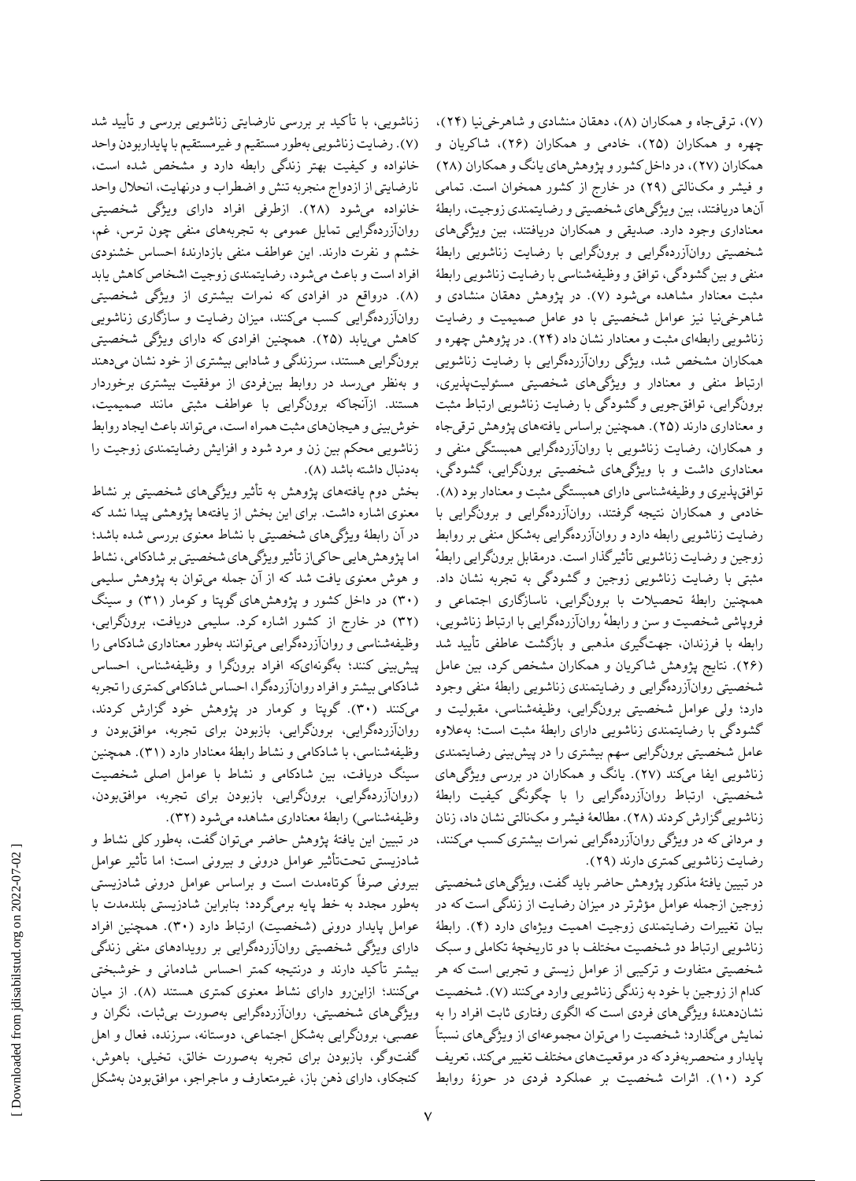(۷)، ترقی‌جاه و همکاران (۸)، دهقان منشادی و شاهرخی‌نیا (۲۴)، چهره و همکاران (۲۵)، خادمی و همکاران (۲۶)، شاکریان و همکاران (۲۷)، در داخل کشور و پژوهش‌های یانگ و همکاران (۲۸) و فیشر و مک‌نالتی (۲۹) در خارج از کشور همخوان است. تمامی آن‌ها دریافتند، بین ویژگی‌های شخصیتی و رضایتمندی زوجیت، رابطهٔ معناداری وجود دارد. صدیقی و همکاران دریافتند، بین ویژگی‌های شخصیتی روان‌آزرده‌گرایی و برون‌گرایی با رضایت زناشویی رابطهٔ منفی و بین گشودگی، توافق و وظیفه‌شناسی با رضایت زناشویی رابطهٔ مثبت معنادار مشاهده می‌شود (۷). در پژوهش دهقان منشادی و شاهرخی‌نیا نیز عوامل شخصیتی با دو عامل صمیمیت و رضایت زناشویی رابطه‌ای مثبت و معنادار نشان داد (۲۴). در پژوهش چهره و همکاران مشخص شد، ویژگی روان‌آزرده‌گرایی با رضایت زناشویی ارتباط منفی و معنادار و ویژگی‌های شخصیتی مسئولیت‌پذیری، برون‌گرایی، توافق‌جویی و گشودگی با رضایت زناشویی ارتباط مثبت و معناداری دارند (۲۵). همچنین براساس یافته‌های پژوهش ترقی‌جاه و همکاران، رضایت زناشویی با روان‌آزرده‌گرایی همبستگی منفی و معناداری داشت و با ویژگی‌های شخصیتی برون‌گرایی، گشودگی، توافق‌پذیری و وظیفه‌شناسی دارای همبستگی مثبت و معنادار بود (۸). خادمی و همکاران نتیجه گرفتند، روان‌آزرده‌گرایی و برون‌گرایی با رضایت زناشویی رابطه دارد و روان‌آزرده‌گرایی به‌شکل منفی بر روابط زوجین و رضایت زناشویی تأثیرگذار است. درمقابل برون‌گرایی رابطهٔ مثبتی با رضایت زناشویی زوجین و گشودگی به تجربه نشان داد. همچنین رابطهٔ تحصیلات با برون‌گرایی، ناسازگاری اجتماعی و فروپاشی شخصیت و سن و رابطهٔ روان‌آزرده‌گرایی با ارتباط زناشویی، رابطه با فرزندان، جهت‌گیری مذهبی و بازگشت عاطفی تأیید شد (۲۶). نتایج پژوهش شاکریان و همکاران مشخص کرد، بین عامل شخصیتی روان‌آزرده‌گرایی و رضایتمندی زناشویی رابطهٔ منفی وجود دارد؛ ولی عوامل شخصیتی برون‌گرایی، وظیفه‌شناسی، مقبولیت و گشودگی با رضایتمندی زناشویی دارای رابطهٔ مثبت است؛ به‌علاوه عامل شخصیتی برون‌گرایی سهم بیشتری را در پیش‌بینی رضایتمندی زناشویی ایفا می‌کند (۲۷). یانگ و همکاران در بررسی ویژگی‌های شخصیتی، ارتباط روان‌آزرده‌گرایی را با چگونگی کیفیت رابطهٔ زناشویی گزارش کردند (۲۸). مطالعهٔ فیشر و مک‌نالتی نشان داد، زنان و مردانی که در ویژگی روان‌آزرده‌گرایی نمرات بیشتری کسب می‌کنند، رضایت زناشویی کمتری دارند (۲۹).

در تبیین یافتهٔ مذکور پژوهش حاضر باید گفت، ویژگی‌های شخصیتی زوجین ازجمله عوامل مؤثرتر در میزان رضایت از زندگی است که در بیان تغییرات رضایتمندی زوجیت اهمیت ویژه‌ای دارد (۴). رابطهٔ زناشویی ارتباط دو شخصیت مختلف با دو تاریخچهٔ تکاملی و سبک شخصیتی متفاوت و ترکیبی از عوامل زیستی و تجربی است که هر کدام از زوجین با خود به زندگی زناشویی وارد می‌کنند (۷). شخصیت نشان‌دهندهٔ ویژگی‌های فردی است که الگوی رفتاری ثابت افراد را به نمایش می‌گذارد؛ شخصیت را می‌توان مجموعه‌ای از ویژگی‌های نسبتاً پایدار و منحصربه‌فرد که در موقعیت‌های مختلف تغییر می‌کند، تعریف کرد (۱۰). اثرات شخصیت بر عملکرد فردی در حوزهٔ روابط زناشویی، با تأکید بر بررسی نارضایتی زناشویی بررسی و تأیید شد (۷). رضایت زناشویی به‌طور مستقیم و غیرمستقیم با پایداربودن واحد خانواده و کیفیت بهتر زندگی رابطه دارد و مشخص شده است، نارضایتی از ازدواج منجربه تنش و اضطراب و درنهایت، انحلال واحد خانواده می‌شود (۲۸). ازطرفی افراد دارای ویژگی شخصیتی روان‌آزرده‌گرایی تمایل عمومی به تجربه‌های منفی چون ترس، غم، خشم و نفرت دارند. این عواطف منفی بازدارندهٔ احساس خشنودی افراد است و باعث می‌شود، رضایتمندی زوجیت اشخاص کاهش یابد (۸). درواقع در افرادی که نمرات بیشتری از ویژگی شخصیتی روان‌آزرده‌گرایی کسب می‌کنند، میزان رضایت و سازگاری زناشویی کاهش می‌یابد (۲۵). همچنین افرادی که دارای ویژگی شخصیتی برون‌گرایی هستند، سرزندگی و شادابی بیشتری از خود نشان می‌دهند و به‌نظر می‌رسد در روابط بین‌فردی از موفقیت بیشتری برخوردار هستند. ازآنجاکه برون‌گرایی با عواطف مثبتی مانند صمیمیت، خوش‌بینی و هیجان‌های مثبت همراه است، می‌تواند باعث ایجاد روابط زناشویی محکم بین زن و مرد شود و افزایش رضایتمندی زوجیت را به‌دنبال داشته باشد (۸).

بخش دوم یافته‌های پژوهش به تأثیر ویژگی‌های شخصیتی بر نشاط معنوی اشاره داشت. برای این بخش از یافته‌ها پژوهشی پیدا نشد که در آن رابطهٔ ویژگی‌های شخصیتی با نشاط معنوی بررسی شده باشد؛ اما پژوهش‌هایی حاکی‌از تأثیر ویژگی‌های شخصیتی بر شادکامی، نشاط و هوش معنوی یافت شد که از آن جمله می‌توان به پژوهش سلیمی (۳۰) در داخل کشور و پژوهش‌های گوپتا و کومار (۳۱) و سینگ (۳۲) در خارج از کشور اشاره کرد. سلیمی دریافت، برون‌گرایی، وظیفه‌شناسی و روان‌آزرده‌گرایی می‌توانند به‌طور معناداری شادکامی را پیش‌بینی کنند؛ به‌گونه‌ای‌که افراد برون‌گرا و وظیفه‌شناس، احساس شادکامی بیشتر و افراد روان‌آزرده‌گرا، احساس شادکامی کمتری را تجربه می‌کنند (۳۰). گوپتا و کومار در پژوهش خود گزارش کردند، روان‌آزرده‌گرایی، برون‌گرایی، بازبودن برای تجربه، موافق‌بودن و وظیفه‌شناسی، با شادکامی و نشاط رابطهٔ معنادار دارد (۳۱). همچنین سینگ دریافت، بین شادکامی و نشاط با عوامل اصلی شخصیت (روان‌آزرده‌گرایی، برون‌گرایی، بازبودن برای تجربه، موافق‌بودن، وظیفه‌شناسی) رابطهٔ معناداری مشاهده می‌شود (۳۲).

در تبیین این یافتهٔ پژوهش حاضر می‌توان گفت، به‌طور کلی نشاط و شادزیستی تحت‌تأثیر عوامل درونی و بیرونی است؛ اما تأثیر عوامل بیرونی صرفاً کوتاه‌مدت است و براساس عوامل درونی شادزیستی به‌طور مجدد به خط پایه برمی‌گردد؛ بنابراین شادزیستی بلندمدت با عوامل پایدار درونی (شخصیت) ارتباط دارد (۳۰). همچنین افراد دارای ویژگی شخصیتی روان‌آزرده‌گرایی بر رویدادهای منفی زندگی بیشتر تأکید دارند و درنتیجه کمتر احساس شادمانی و خوشبختی می‌کنند؛ ازاین‌رو دارای نشاط معنوی کمتری هستند (۸). از میان ویژگی‌های شخصیتی، روان‌آزرده‌گرایی به‌صورت بی‌ثبات، نگران و عصبی، برون‌گرایی به‌شکل اجتماعی، دوستانه، سرزنده، فعال و اهل گفت‌وگو، بازبودن برای تجربه به‌صورت خلاق، تخیلی، باهوش، کنجکاو، دارای ذهن باز، غیرمتعارف و ماجراجو، موافق‌بودن به‌شکل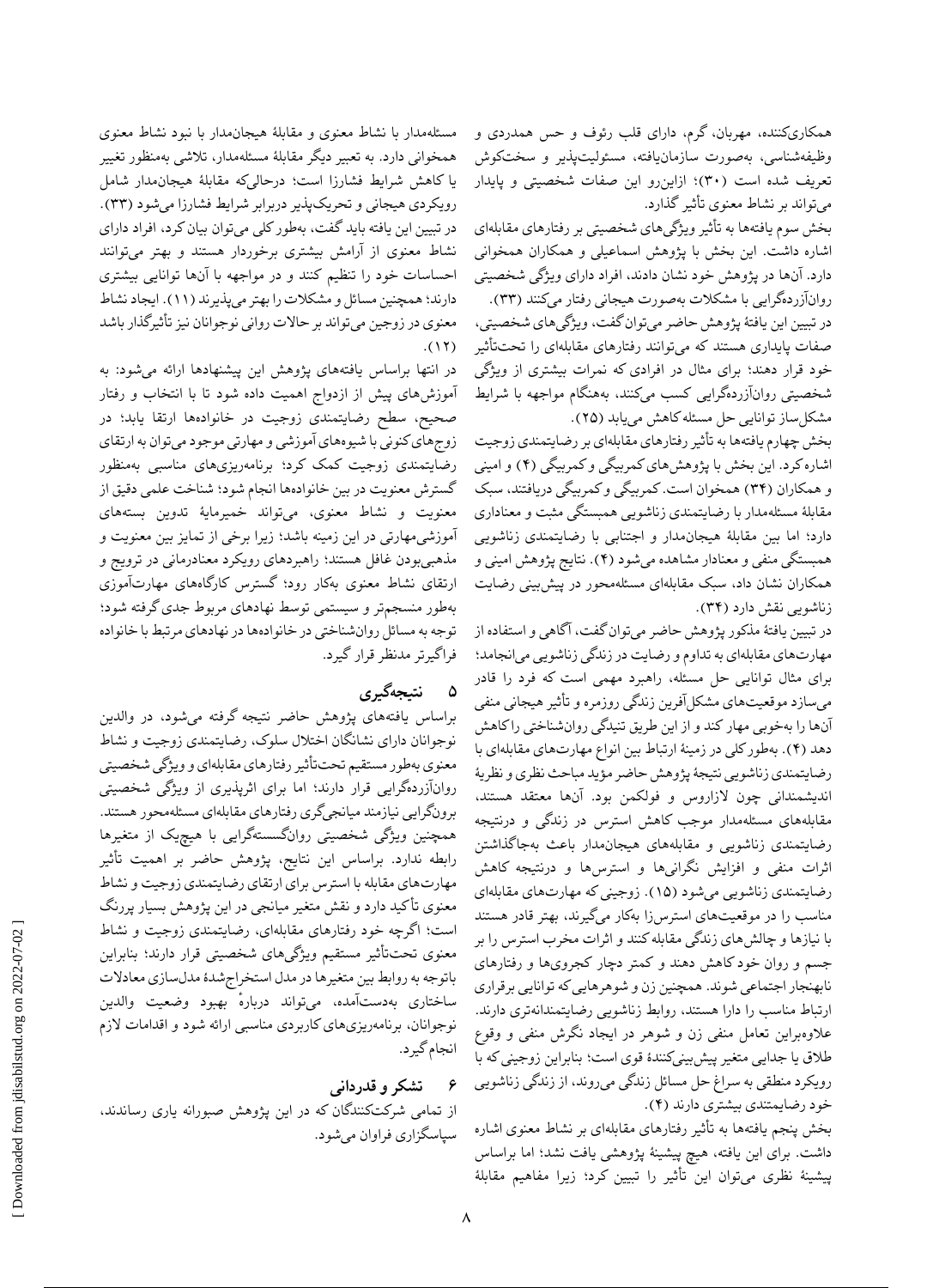همکاری‌کننده، مهربان، گرم، دارای قلب رئوف و حس همدردی و وظیفه‌شناسی، به‌صورت سازمان‌یافته، مسئولیت‌پذیر و سخت‌کوش تعریف شده است (۳۰)؛ ازاین‌رو این صفات شخصیتی و پایدار می‌تواند بر نشاط معنوی تأثیر گذارد.

بخش سوم یافته‌ها به تأثیر ویژگی‌های شخصیتی بر رفتارهای مقابله‌ای اشاره داشت. این بخش با پژوهش اسماعیلی و همکاران همخوانی دارد. آن‌ها در پژوهش خود نشان دادند، افراد دارای ویژگی شخصیتی روان‌آزرده‌گرایی با مشکلات به‌صورت هیجانی رفتار می‌کنند (۳۳).

در تبیین این یافتهٔ پژوهش حاضر می‌توان گفت، ویژگی‌های شخصیتی، صفات پایداری هستند که می‌توانند رفتارهای مقابله‌ای را تحت‌تأثیر خود قرار دهند؛ برای مثال در افرادی که نمرات بیشتری از ویژگی شخصیتی روان‌آزرده‌گرایی کسب می‌کنند، به‌هنگام مواجهه با شرایط مشکل‌ساز توانایی حل مسئله کاهش می‌یابد (۲۵).

بخش چهارم یافته‌ها به تأثیر رفتارهای مقابله‌ای بر رضایتمندی زوجیت اشاره کرد. این بخش با پژوهش‌های کمربیگی و کمربیگی (۴) و امینی و همکاران (۳۴) همخوان است. کمربیگی و کمربیگی دریافتند، سبک مقابلهٔ مسئله‌مدار با رضایتمندی زناشویی همبستگی مثبت و معناداری دارد؛ اما بین مقابلهٔ هیجان‌مدار و اجتنابی با رضایتمندی زناشویی همبستگی منفی و معنادار مشاهده می‌شود (۴). نتایج پژوهش امینی و همکاران نشان داد، سبک مقابله‌ای مسئله‌محور در پیش‌بینی رضایت زناشویی نقش دارد (۳۴).

در تبیین یافتهٔ مذکور پژوهش حاضر می‌توان گفت، آگاهی و استفاده از مهارت‌های مقابله‌ای به تداوم و رضایت در زندگی زناشویی می‌انجامد؛ برای مثال توانایی حل مسئله، راهبرد مهمی است که فرد را قادر می‌سازد موقعیت‌های مشکل‌آفرین زندگی روزمره و تأثیر هیجانی منفی آن‌ها را به‌خوبی مهار کند و از این طریق تنیدگی روان‌شناختی را کاهش دهد (۴). به‌طور کلی در زمینهٔ ارتباط بین انواع مهارت‌های مقابله‌ای با رضایتمندی زناشویی نتیجهٔ پژوهش حاضر مؤید مباحث نظری و نظریهٔ اندیشمندانی چون لازاروس و فولکمن بود. آن‌ها معتقد هستند، مقابله‌های مسئله‌مدار موجب کاهش استرس در زندگی و درنتیجه رضایتمندی زناشویی و مقابله‌های هیجان‌مدار باعث به‌جاگذاشتن اثرات منفی و افزایش نگرانی‌ها و استرس‌ها و درنتیجه کاهش رضایتمندی زناشویی می‌شود (۱۵). زوجینی که مهارت‌های مقابله‌ای مناسب را در موقعیت‌های استرس‌زا به‌کار می‌گیرند، بهتر قادر هستند با نیازها و چالش‌های زندگی مقابله کنند و اثرات مخرب استرس را بر جسم و روان خود کاهش دهند و کمتر دچار کجروی‌ها و رفتارهای نابهنجار اجتماعی شوند. همچنین زن و شوهرهایی‌که توانایی برقراری ارتباط مناسب را دارا هستند، روابط زناشویی رضایتمندانه‌تری دارند. علاوه‌براین تعامل منفی زن و شوهر در ایجاد نگرش منفی و وقوع طلاق یا جدایی متغیر پیش‌بینی‌کنندهٔ قوی است؛ بنابراین زوجینی که با رویکرد منطقی به سراغ حل مسائل زندگی می‌روند، از زندگی زناشویی خود رضایتمندی بیشتری دارند (۴).

بخش پنجم یافته‌ها به تأثیر رفتارهای مقابله‌ای بر نشاط معنوی اشاره داشت. برای این یافته، هیچ پیشینهٔ پژوهشی یافت نشد؛ اما براساس پیشینهٔ نظری می‌توان این تأثیر را تبیین کرد؛ زیرا مفاهیم مقابلهٔ مسئله‌مدار با نشاط معنوی و مقابلهٔ هیجان‌مدار با نبود نشاط معنوی همخوانی دارد. به تعبیر دیگر مقابلهٔ مسئله‌مدار، تلاشی به‌منظور تغییر یا کاهش شرایط فشارزا است؛ درحالی‌که مقابلهٔ هیجان‌مدار شامل رویکردی هیجانی و تحریک‌پذیر دربرابر شرایط فشارزا می‌شود (۳۳).

در تبیین این یافته باید گفت، به‌طور کلی می‌توان بیان کرد، افراد دارای نشاط معنوی از آرامش بیشتری برخوردار هستند و بهتر می‌توانند احساسات خود را تنظیم کنند و در مواجهه با آن‌ها توانایی بیشتری دارند؛ همچنین مسائل و مشکلات را بهتر می‌پذیرند (۱۱). ایجاد نشاط معنوی در زوجین می‌تواند بر حالات روانی نوجوانان نیز تأثیرگذار باشد (۱۲).

در انتها براساس یافته‌های پژوهش این پیشنهادها ارائه می‌شود: به آموزش‌های پیش از ازدواج اهمیت داده شود تا با انتخاب و رفتار صحیح، سطح رضایتمندی زوجیت در خانواده‌ها ارتقا یابد؛ در زوج‌های کنونی با شیوه‌های آموزشی و مهارتی موجود می‌توان به ارتقای رضایتمندی زوجیت کمک کرد؛ برنامه‌ریزی‌های مناسبی به‌منظور گسترش معنویت در بین خانواده‌ها انجام شود؛ شناخت علمی دقیق از معنویت و نشاط معنوی، می‌تواند خمیرمایهٔ تدوین بسته‌های آموزشی‌مهارتی در این زمینه باشد؛ زیرا برخی از تمایز بین معنویت و مذهبی‌بودن غافل هستند؛ راهبردهای رویکرد معنادرمانی در ترویج و ارتقای نشاط معنوی به‌کار رود؛ گسترش کارگاه‌های مهارت‌آموزی به‌طور منسجم‌تر و سیستمی توسط نهادهای مربوط جدی گرفته شود؛ توجه به مسائل روان‌شناختی در خانواده‌ها در نهادهای مرتبط با خانواده فراگیرتر مدنظر قرار گیرد.

## ۵ نتیجه‌گیری

براساس یافته‌های پژوهش حاضر نتیجه گرفته می‌شود، در والدین نوجوانان دارای نشانگان اختلال سلوک، رضایتمندی زوجیت و نشاط معنوی به‌طور مستقیم تحت‌تأثیر رفتارهای مقابله‌ای و ویژگی شخصیتی روان‌آزرده‌گرایی قرار دارند؛ اما برای اثرپذیری از ویژگی شخصیتی برون‌گرایی نیازمند میانجی‌گری رفتارهای مقابله‌ای مسئله‌محور هستند. همچنین ویژگی شخصیتی روان‌گسسته‌گرایی با هیچ‌یک از متغیرها رابطه ندارد. براساس این نتایج، پژوهش حاضر بر اهمیت تأثیر مهارت‌های مقابله با استرس برای ارتقای رضایتمندی زوجیت و نشاط معنوی تأکید دارد و نقش متغیر میانجی در این پژوهش بسیار پررنگ است؛ اگرچه خود رفتارهای مقابله‌ای، رضایتمندی زوجیت و نشاط معنوی تحت‌تأثیر مستقیم ویژگی‌های شخصیتی قرار دارند؛ بنابراین باتوجه به روابط بین متغیرها در مدل استخراج‌شدهٔ مدل‌سازی معادلات ساختاری به‌دست‌آمده، می‌تواند دربارهٔ بهبود وضعیت والدین نوجوانان، برنامه‌ریزی‌های کاربردی مناسبی ارائه شود و اقدامات لازم انجام گیرد.

## ۶ تشکر و قدردانی

از تمامی شرکت‌کنندگان که در این پژوهش صبورانه یاری رساندند، سپاسگزاری فراوان می‌شود.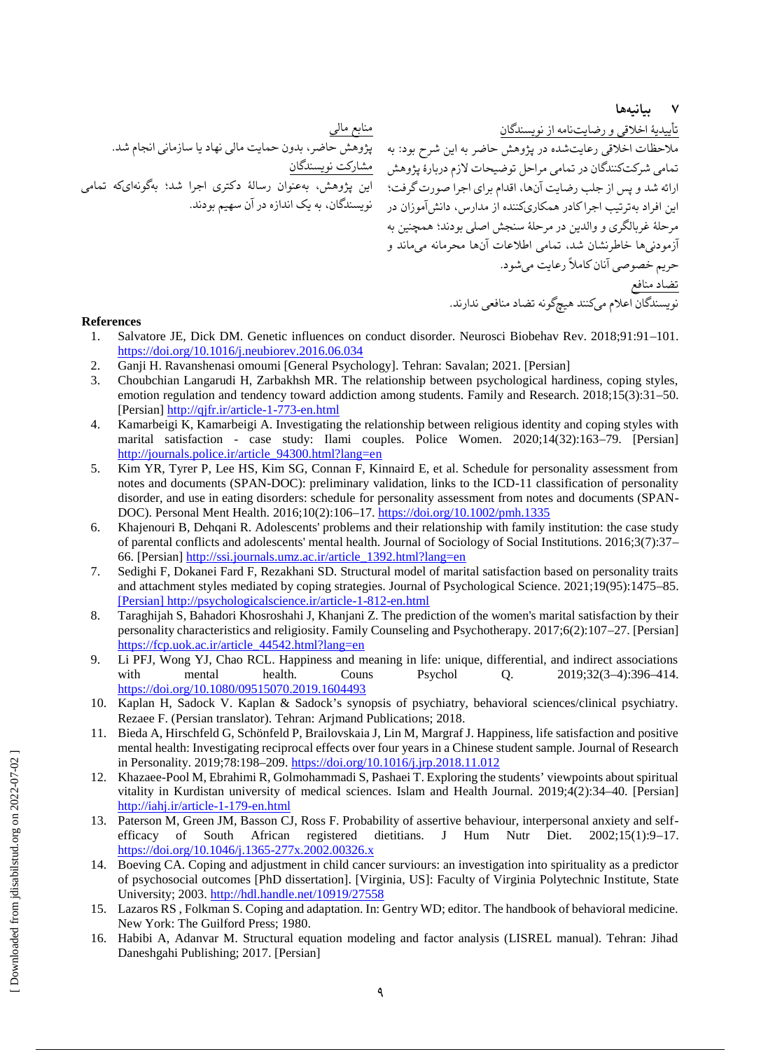## ۷ بیانیه‌ها

تأییدیهٔ اخلاقی و رضایت‌نامه از نویسندگان

ملاحظات اخلاقی رعایت‌شده در پژوهش حاضر به این شرح بود: به تمامی شرکت‌کنندگان در تمامی مراحل توضیحات لازم دربارهٔ پژوهش ارائه شد و پس از جلب رضایت آن‌ها، اقدام برای اجرا صورت گرفت؛ این افراد به‌ترتیب اجراکادر همکاری‌کننده از مدارس، دانش‌آموزان در مرحلهٔ غربالگری و والدین در مرحلهٔ سنجش اصلی بودند؛ همچنین به آزمودنی‌ها خاطرنشان شد، تمامی اطلاعات آن‌ها محرمانه می‌ماند و حریم خصوصی آنان کاملاً رعایت می‌شود.

تضاد منافع

نویسندگان اعلام می‌کنند هیچ‌گونه تضاد منافعی ندارند.

منابع مالی

پژوهش حاضر، بدون حمایت مالی نهاد یا سازمانی انجام شد.

مشارکت نویسندگان

این پژوهش، به‌عنوان رسالهٔ دکتری اجرا شد؛ به‌گونه‌ای‌که تمامی نویسندگان، به یک اندازه در آن سهیم بودند.

**References**

1. Salvatore JE, Dick DM. Genetic influences on conduct disorder. Neurosci Biobehav Rev. 2018;91:91–101. https://doi.org/10.1016/j.neubiorev.2016.06.034
2. Ganji H. Ravanshenasi omoumi [General Psychology]. Tehran: Savalan; 2021. [Persian]
3. Choubchian Langarudi H, Zarbakhsh MR. The relationship between psychological hardiness, coping styles, emotion regulation and tendency toward addiction among students. Family and Research. 2018;15(3):31–50. [Persian] http://qjfr.ir/article-1-773-en.html
4. Kamarbeigi K, Kamarbeigi A. Investigating the relationship between religious identity and coping styles with marital satisfaction - case study: Ilami couples. Police Women. 2020;14(32):163–79. [Persian] http://journals.police.ir/article_94300.html?lang=en
5. Kim YR, Tyrer P, Lee HS, Kim SG, Connan F, Kinnaird E, et al. Schedule for personality assessment from notes and documents (SPAN-DOC): preliminary validation, links to the ICD-11 classification of personality disorder, and use in eating disorders: schedule for personality assessment from notes and documents (SPAN-DOC). Personal Ment Health. 2016;10(2):106–17. https://doi.org/10.1002/pmh.1335
6. Khajenouri B, Dehqani R. Adolescents' problems and their relationship with family institution: the case study of parental conflicts and adolescents' mental health. Journal of Sociology of Social Institutions. 2016;3(7):37–66. [Persian] http://ssi.journals.umz.ac.ir/article_1392.html?lang=en
7. Sedighi F, Dokanei Fard F, Rezakhani SD. Structural model of marital satisfaction based on personality traits and attachment styles mediated by coping strategies. Journal of Psychological Science. 2021;19(95):1475–85. [Persian] http://psychologicalscience.ir/article-1-812-en.html
8. Taraghijah S, Bahadori Khosroshahi J, Khanjani Z. The prediction of the women's marital satisfaction by their personality characteristics and religiosity. Family Counseling and Psychotherapy. 2017;6(2):107–27. [Persian] https://fcp.uok.ac.ir/article_44542.html?lang=en
9. Li PFJ, Wong YJ, Chao RCL. Happiness and meaning in life: unique, differential, and indirect associations with mental health. Couns Psychol Q. 2019;32(3–4):396–414. https://doi.org/10.1080/09515070.2019.1604493
10. Kaplan H, Sadock V. Kaplan & Sadock's synopsis of psychiatry, behavioral sciences/clinical psychiatry. Rezaee F. (Persian translator). Tehran: Arjmand Publications; 2018.
11. Bieda A, Hirschfeld G, Schönfeld P, Brailovskaia J, Lin M, Margraf J. Happiness, life satisfaction and positive mental health: Investigating reciprocal effects over four years in a Chinese student sample. Journal of Research in Personality. 2019;78:198–209. https://doi.org/10.1016/j.jrp.2018.11.012
12. Khazaee-Pool M, Ebrahimi R, Golmohammadi S, Pashaei T. Exploring the students' viewpoints about spiritual vitality in Kurdistan university of medical sciences. Islam and Health Journal. 2019;4(2):34–40. [Persian] http://iahj.ir/article-1-179-en.html
13. Paterson M, Green JM, Basson CJ, Ross F. Probability of assertive behaviour, interpersonal anxiety and self-efficacy of South African registered dietitians. J Hum Nutr Diet. 2002;15(1):9–17. https://doi.org/10.1046/j.1365-277x.2002.00326.x
14. Boeving CA. Coping and adjustment in child cancer surviours: an investigation into spirituality as a predictor of psychosocial outcomes [PhD dissertation]. [Virginia, US]: Faculty of Virginia Polytechnic Institute, State University; 2003. http://hdl.handle.net/10919/27558
15. Lazaros RS , Folkman S. Coping and adaptation. In: Gentry WD; editor. The handbook of behavioral medicine. New York: The Guilford Press; 1980.
16. Habibi A, Adanvar M. Structural equation modeling and factor analysis (LISREL manual). Tehran: Jihad Daneshgahi Publishing; 2017. [Persian]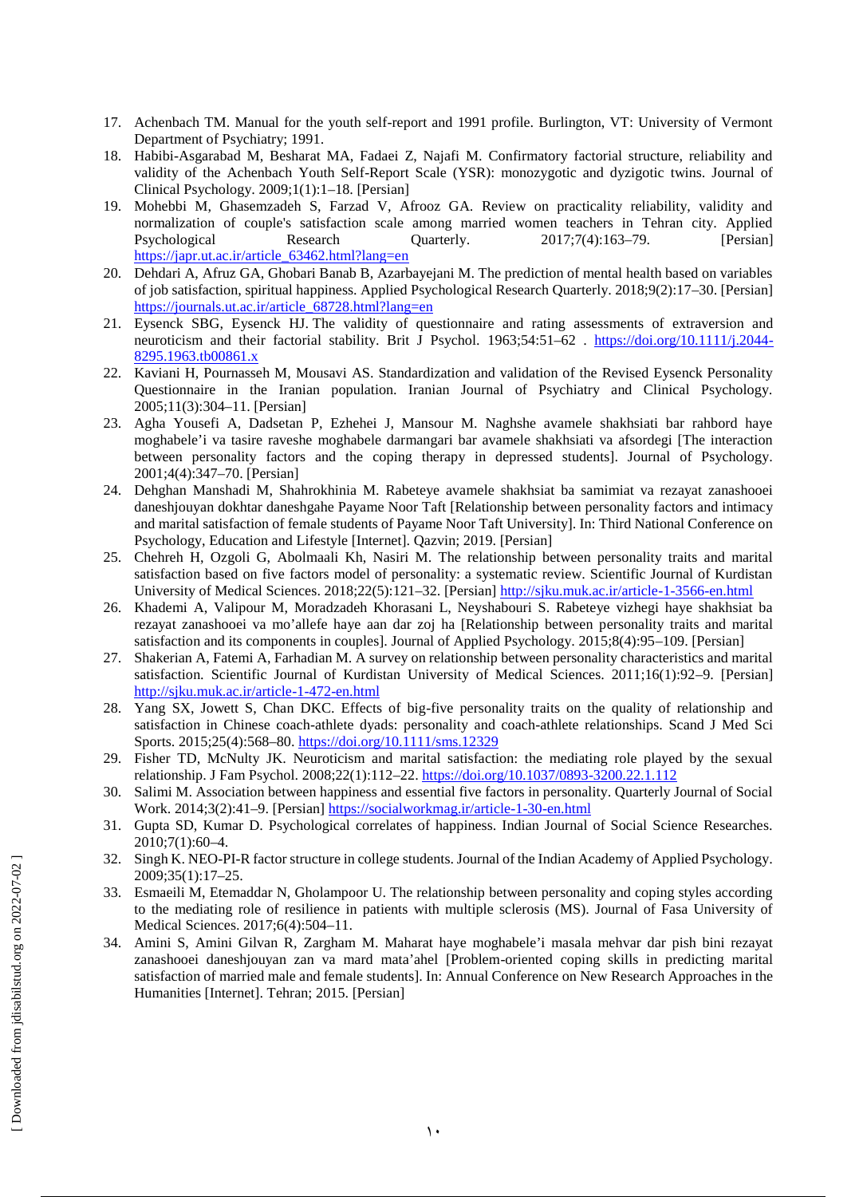17. Achenbach TM. Manual for the youth self-report and 1991 profile. Burlington, VT: University of Vermont Department of Psychiatry; 1991.
18. Habibi-Asgarabad M, Besharat MA, Fadaei Z, Najafi M. Confirmatory factorial structure, reliability and validity of the Achenbach Youth Self-Report Scale (YSR): monozygotic and dyzigotic twins. Journal of Clinical Psychology. 2009;1(1):1–18. [Persian]
19. Mohebbi M, Ghasemzadeh S, Farzad V, Afrooz GA. Review on practicality reliability, validity and normalization of couple's satisfaction scale among married women teachers in Tehran city. Applied Psychological Research Quarterly. 2017;7(4):163–79. [Persian] https://japr.ut.ac.ir/article_63462.html?lang=en
20. Dehdari A, Afruz GA, Ghobari Banab B, Azarbayejani M. The prediction of mental health based on variables of job satisfaction, spiritual happiness. Applied Psychological Research Quarterly. 2018;9(2):17–30. [Persian] https://journals.ut.ac.ir/article_68728.html?lang=en
21. Eysenck SBG, Eysenck HJ. The validity of questionnaire and rating assessments of extraversion and neuroticism and their factorial stability. Brit J Psychol. 1963;54:51–62 . https://doi.org/10.1111/j.2044-8295.1963.tb00861.x
22. Kaviani H, Pournasseh M, Mousavi AS. Standardization and validation of the Revised Eysenck Personality Questionnaire in the Iranian population. Iranian Journal of Psychiatry and Clinical Psychology. 2005;11(3):304–11. [Persian]
23. Agha Yousefi A, Dadsetan P, Ezhehei J, Mansour M. Naghshe avamele shakhsiati bar rahbord haye moghabele'i va tasire raveshe moghabele darmangari bar avamele shakhsiati va afsordegi [The interaction between personality factors and the coping therapy in depressed students]. Journal of Psychology. 2001;4(4):347–70. [Persian]
24. Dehghan Manshadi M, Shahrokhinia M. Rabeteye avamele shakhsiat ba samimiat va rezayat zanashooei daneshjouyan dokhtar daneshgahe Payame Noor Taft [Relationship between personality factors and intimacy and marital satisfaction of female students of Payame Noor Taft University]. In: Third National Conference on Psychology, Education and Lifestyle [Internet]. Qazvin; 2019. [Persian]
25. Chehreh H, Ozgoli G, Abolmaali Kh, Nasiri M. The relationship between personality traits and marital satisfaction based on five factors model of personality: a systematic review. Scientific Journal of Kurdistan University of Medical Sciences. 2018;22(5):121–32. [Persian] http://sjku.muk.ac.ir/article-1-3566-en.html
26. Khademi A, Valipour M, Moradzadeh Khorasani L, Neyshabouri S. Rabeteye vizhegi haye shakhsiat ba rezayat zanashooei va mo'allefe haye aan dar zoj ha [Relationship between personality traits and marital satisfaction and its components in couples]. Journal of Applied Psychology. 2015;8(4):95–109. [Persian]
27. Shakerian A, Fatemi A, Farhadian M. A survey on relationship between personality characteristics and marital satisfaction. Scientific Journal of Kurdistan University of Medical Sciences. 2011;16(1):92–9. [Persian] http://sjku.muk.ac.ir/article-1-472-en.html
28. Yang SX, Jowett S, Chan DKC. Effects of big-five personality traits on the quality of relationship and satisfaction in Chinese coach-athlete dyads: personality and coach-athlete relationships. Scand J Med Sci Sports. 2015;25(4):568–80. https://doi.org/10.1111/sms.12329
29. Fisher TD, McNulty JK. Neuroticism and marital satisfaction: the mediating role played by the sexual relationship. J Fam Psychol. 2008;22(1):112–22. https://doi.org/10.1037/0893-3200.22.1.112
30. Salimi M. Association between happiness and essential five factors in personality. Quarterly Journal of Social Work. 2014;3(2):41–9. [Persian] https://socialworkmag.ir/article-1-30-en.html
31. Gupta SD, Kumar D. Psychological correlates of happiness. Indian Journal of Social Science Researches. 2010;7(1):60–4.
32. Singh K. NEO-PI-R factor structure in college students. Journal of the Indian Academy of Applied Psychology. 2009;35(1):17–25.
33. Esmaeili M, Etemaddar N, Gholampoor U. The relationship between personality and coping styles according to the mediating role of resilience in patients with multiple sclerosis (MS). Journal of Fasa University of Medical Sciences. 2017;6(4):504–11.
34. Amini S, Amini Gilvan R, Zargham M. Maharat haye moghabele'i masala mehvar dar pish bini rezayat zanashooei daneshjouyan zan va mard mata'ahel [Problem-oriented coping skills in predicting marital satisfaction of married male and female students]. In: Annual Conference on New Research Approaches in the Humanities [Internet]. Tehran; 2015. [Persian]